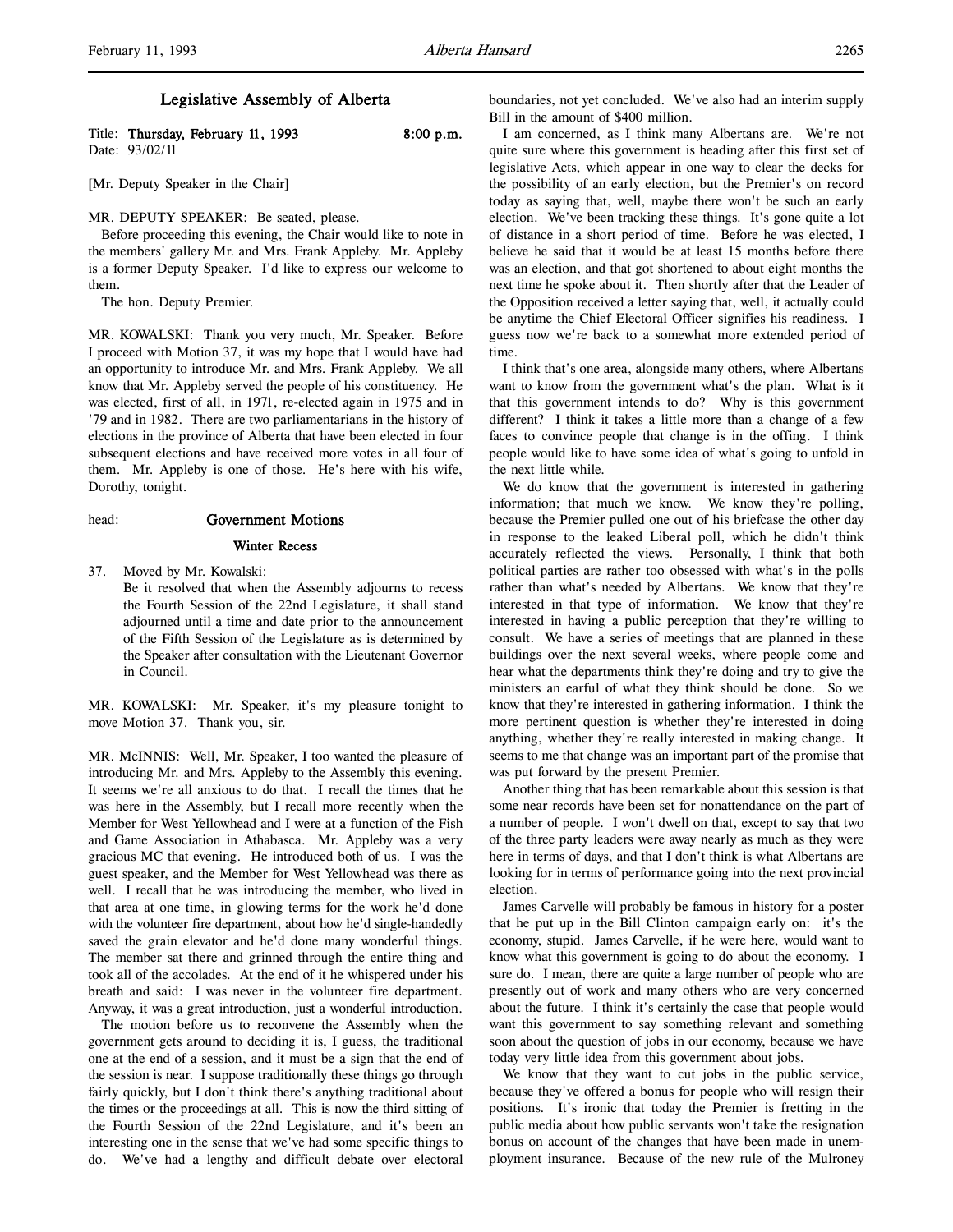# Legislative Assembly of Alberta

Title: **Thursday, February 11, 1993** 8:00 p.m.
Date: 93/02/11

[Mr. Deputy Speaker in the Chair]

MR. DEPUTY SPEAKER: Be seated, please.

Before proceeding this evening, the Chair would like to note in the members' gallery Mr. and Mrs. Frank Appleby. Mr. Appleby is a former Deputy Speaker. I'd like to express our welcome to them.

The hon. Deputy Premier.

MR. KOWALSKI: Thank you very much, Mr. Speaker. Before I proceed with Motion 37, it was my hope that I would have had an opportunity to introduce Mr. and Mrs. Frank Appleby. We all know that Mr. Appleby served the people of his constituency. He was elected, first of all, in 1971, re-elected again in 1975 and in '79 and in 1982. There are two parliamentarians in the history of elections in the province of Alberta that have been elected in four subsequent elections and have received more votes in all four of them. Mr. Appleby is one of those. He's here with his wife, Dorothy, tonight.

head: **Government Motions**

### Winter Recess

37. Moved by Mr. Kowalski:
    Be it resolved that when the Assembly adjourns to recess the Fourth Session of the 22nd Legislature, it shall stand adjourned until a time and date prior to the announcement of the Fifth Session of the Legislature as is determined by the Speaker after consultation with the Lieutenant Governor in Council.

MR. KOWALSKI: Mr. Speaker, it's my pleasure tonight to move Motion 37. Thank you, sir.

MR. McINNIS: Well, Mr. Speaker, I too wanted the pleasure of introducing Mr. and Mrs. Appleby to the Assembly this evening. It seems we're all anxious to do that. I recall the times that he was here in the Assembly, but I recall more recently when the Member for West Yellowhead and I were at a function of the Fish and Game Association in Athabasca. Mr. Appleby was a very gracious MC that evening. He introduced both of us. I was the guest speaker, and the Member for West Yellowhead was there as well. I recall that he was introducing the member, who lived in that area at one time, in glowing terms for the work he'd done with the volunteer fire department, about how he'd single-handedly saved the grain elevator and he'd done many wonderful things. The member sat there and grinned through the entire thing and took all of the accolades. At the end of it he whispered under his breath and said: I was never in the volunteer fire department. Anyway, it was a great introduction, just a wonderful introduction.

The motion before us to reconvene the Assembly when the government gets around to deciding it is, I guess, the traditional one at the end of a session, and it must be a sign that the end of the session is near. I suppose traditionally these things go through fairly quickly, but I don't think there's anything traditional about the times or the proceedings at all. This is now the third sitting of the Fourth Session of the 22nd Legislature, and it's been an interesting one in the sense that we've had some specific things to do. We've had a lengthy and difficult debate over electoral boundaries, not yet concluded. We've also had an interim supply Bill in the amount of $400 million.

I am concerned, as I think many Albertans are. We're not quite sure where this government is heading after this first set of legislative Acts, which appear in one way to clear the decks for the possibility of an early election, but the Premier's on record today as saying that, well, maybe there won't be such an early election. We've been tracking these things. It's gone quite a lot of distance in a short period of time. Before he was elected, I believe he said that it would be at least 15 months before there was an election, and that got shortened to about eight months the next time he spoke about it. Then shortly after that the Leader of the Opposition received a letter saying that, well, it actually could be anytime the Chief Electoral Officer signifies his readiness. I guess now we're back to a somewhat more extended period of time.

I think that's one area, alongside many others, where Albertans want to know from the government what's the plan. What is it that this government intends to do? Why is this government different? I think it takes a little more than a change of a few faces to convince people that change is in the offing. I think people would like to have some idea of what's going to unfold in the next little while.

We do know that the government is interested in gathering information; that much we know. We know they're polling, because the Premier pulled one out of his briefcase the other day in response to the leaked Liberal poll, which he didn't think accurately reflected the views. Personally, I think that both political parties are rather too obsessed with what's in the polls rather than what's needed by Albertans. We know that they're interested in that type of information. We know that they're interested in having a public perception that they're willing to consult. We have a series of meetings that are planned in these buildings over the next several weeks, where people come and hear what the departments think they're doing and try to give the ministers an earful of what they think should be done. So we know that they're interested in gathering information. I think the more pertinent question is whether they're interested in doing anything, whether they're really interested in making change. It seems to me that change was an important part of the promise that was put forward by the present Premier.

Another thing that has been remarkable about this session is that some near records have been set for nonattendance on the part of a number of people. I won't dwell on that, except to say that two of the three party leaders were away nearly as much as they were here in terms of days, and that I don't think is what Albertans are looking for in terms of performance going into the next provincial election.

James Carvelle will probably be famous in history for a poster that he put up in the Bill Clinton campaign early on: it's the economy, stupid. James Carvelle, if he were here, would want to know what this government is going to do about the economy. I sure do. I mean, there are quite a large number of people who are presently out of work and many others who are very concerned about the future. I think it's certainly the case that people would want this government to say something relevant and something soon about the question of jobs in our economy, because we have today very little idea from this government about jobs.

We know that they want to cut jobs in the public service, because they've offered a bonus for people who will resign their positions. It's ironic that today the Premier is fretting in the public media about how public servants won't take the resignation bonus on account of the changes that have been made in unemployment insurance. Because of the new rule of the Mulroney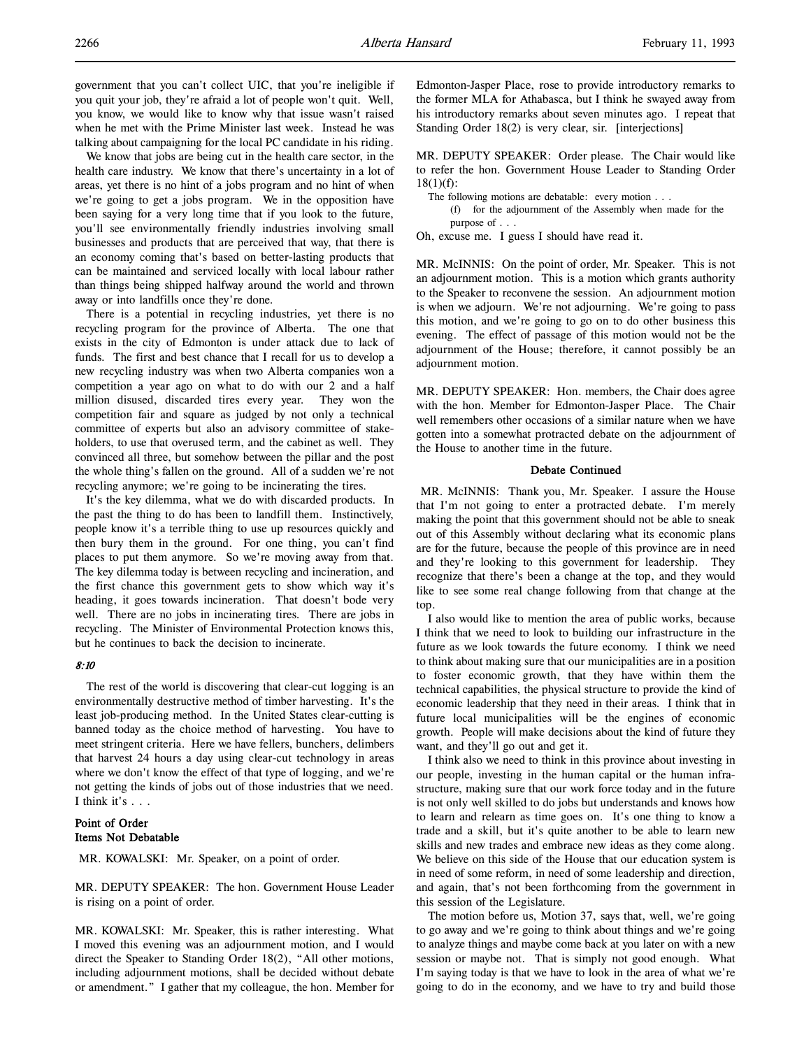government that you can't collect UIC, that you're ineligible if you quit your job, they're afraid a lot of people won't quit. Well, you know, we would like to know why that issue wasn't raised when he met with the Prime Minister last week. Instead he was talking about campaigning for the local PC candidate in his riding.

We know that jobs are being cut in the health care sector, in the health care industry. We know that there's uncertainty in a lot of areas, yet there is no hint of a jobs program and no hint of when we're going to get a jobs program. We in the opposition have been saying for a very long time that if you look to the future, you'll see environmentally friendly industries involving small businesses and products that are perceived that way, that there is an economy coming that's based on better-lasting products that can be maintained and serviced locally with local labour rather than things being shipped halfway around the world and thrown away or into landfills once they're done.

There is a potential in recycling industries, yet there is no recycling program for the province of Alberta. The one that exists in the city of Edmonton is under attack due to lack of funds. The first and best chance that I recall for us to develop a new recycling industry was when two Alberta companies won a competition a year ago on what to do with our 2 and a half million disused, discarded tires every year. They won the competition fair and square as judged by not only a technical committee of experts but also an advisory committee of stakeholders, to use that overused term, and the cabinet as well. They convinced all three, but somehow between the pillar and the post the whole thing's fallen on the ground. All of a sudden we're not recycling anymore; we're going to be incinerating the tires.

It's the key dilemma, what we do with discarded products. In the past the thing to do has been to landfill them. Instinctively, people know it's a terrible thing to use up resources quickly and then bury them in the ground. For one thing, you can't find places to put them anymore. So we're moving away from that. The key dilemma today is between recycling and incineration, and the first chance this government gets to show which way it's heading, it goes towards incineration. That doesn't bode very well. There are no jobs in incinerating tires. There are jobs in recycling. The Minister of Environmental Protection knows this, but he continues to back the decision to incinerate.

*8:10*

The rest of the world is discovering that clear-cut logging is an environmentally destructive method of timber harvesting. It's the least job-producing method. In the United States clear-cutting is banned today as the choice method of harvesting. You have to meet stringent criteria. Here we have fellers, bunchers, delimbers that harvest 24 hours a day using clear-cut technology in areas where we don't know the effect of that type of logging, and we're not getting the kinds of jobs out of those industries that we need. I think it's . . .

### Point of Order
### Items Not Debatable

MR. KOWALSKI: Mr. Speaker, on a point of order.

MR. DEPUTY SPEAKER: The hon. Government House Leader is rising on a point of order.

MR. KOWALSKI: Mr. Speaker, this is rather interesting. What I moved this evening was an adjournment motion, and I would direct the Speaker to Standing Order 18(2), "All other motions, including adjournment motions, shall be decided without debate or amendment." I gather that my colleague, the hon. Member for Edmonton-Jasper Place, rose to provide introductory remarks to the former MLA for Athabasca, but I think he swayed away from his introductory remarks about seven minutes ago. I repeat that Standing Order 18(2) is very clear, sir. [interjections]

MR. DEPUTY SPEAKER: Order please. The Chair would like to refer the hon. Government House Leader to Standing Order 18(1)(f):

> The following motions are debatable: every motion . . .
> (f) for the adjournment of the Assembly when made for the purpose of . . .

Oh, excuse me. I guess I should have read it.

MR. McINNIS: On the point of order, Mr. Speaker. This is not an adjournment motion. This is a motion which grants authority to the Speaker to reconvene the session. An adjournment motion is when we adjourn. We're not adjourning. We're going to pass this motion, and we're going to go on to do other business this evening. The effect of passage of this motion would not be the adjournment of the House; therefore, it cannot possibly be an adjournment motion.

MR. DEPUTY SPEAKER: Hon. members, the Chair does agree with the hon. Member for Edmonton-Jasper Place. The Chair well remembers other occasions of a similar nature when we have gotten into a somewhat protracted debate on the adjournment of the House to another time in the future.

### Debate Continued

MR. McINNIS: Thank you, Mr. Speaker. I assure the House that I'm not going to enter a protracted debate. I'm merely making the point that this government should not be able to sneak out of this Assembly without declaring what its economic plans are for the future, because the people of this province are in need and they're looking to this government for leadership. They recognize that there's been a change at the top, and they would like to see some real change following from that change at the top.

I also would like to mention the area of public works, because I think that we need to look to building our infrastructure in the future as we look towards the future economy. I think we need to think about making sure that our municipalities are in a position to foster economic growth, that they have within them the technical capabilities, the physical structure to provide the kind of economic leadership that they need in their areas. I think that in future local municipalities will be the engines of economic growth. People will make decisions about the kind of future they want, and they'll go out and get it.

I think also we need to think in this province about investing in our people, investing in the human capital or the human infrastructure, making sure that our work force today and in the future is not only well skilled to do jobs but understands and knows how to learn and relearn as time goes on. It's one thing to know a trade and a skill, but it's quite another to be able to learn new skills and new trades and embrace new ideas as they come along. We believe on this side of the House that our education system is in need of some reform, in need of some leadership and direction, and again, that's not been forthcoming from the government in this session of the Legislature.

The motion before us, Motion 37, says that, well, we're going to go away and we're going to think about things and we're going to analyze things and maybe come back at you later on with a new session or maybe not. That is simply not good enough. What I'm saying today is that we have to look in the area of what we're going to do in the economy, and we have to try and build those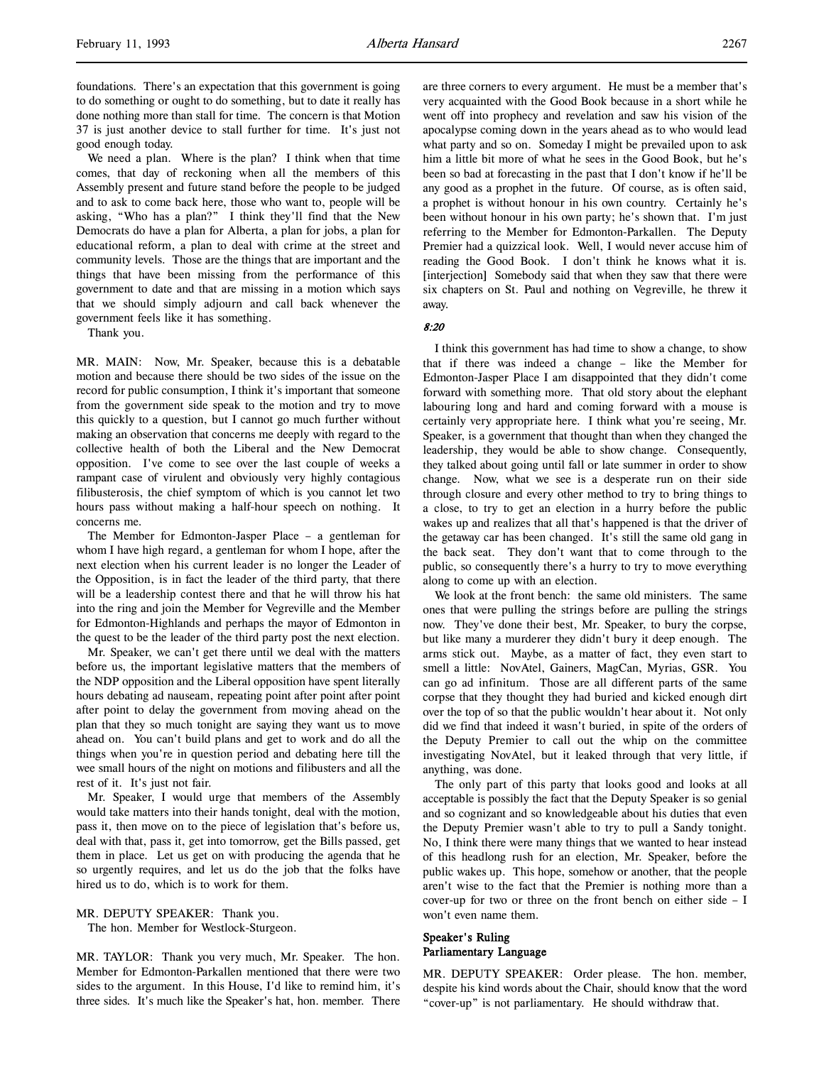foundations. There's an expectation that this government is going to do something or ought to do something, but to date it really has done nothing more than stall for time. The concern is that Motion 37 is just another device to stall further for time. It's just not good enough today.

We need a plan. Where is the plan? I think when that time comes, that day of reckoning when all the members of this Assembly present and future stand before the people to be judged and to ask to come back here, those who want to, people will be asking, "Who has a plan?" I think they'll find that the New Democrats do have a plan for Alberta, a plan for jobs, a plan for educational reform, a plan to deal with crime at the street and community levels. Those are the things that are important and the things that have been missing from the performance of this government to date and that are missing in a motion which says that we should simply adjourn and call back whenever the government feels like it has something.

Thank you.

MR. MAIN: Now, Mr. Speaker, because this is a debatable motion and because there should be two sides of the issue on the record for public consumption, I think it's important that someone from the government side speak to the motion and try to move this quickly to a question, but I cannot go much further without making an observation that concerns me deeply with regard to the collective health of both the Liberal and the New Democrat opposition. I've come to see over the last couple of weeks a rampant case of virulent and obviously very highly contagious filibusterosis, the chief symptom of which is you cannot let two hours pass without making a half-hour speech on nothing. It concerns me.

The Member for Edmonton-Jasper Place – a gentleman for whom I have high regard, a gentleman for whom I hope, after the next election when his current leader is no longer the Leader of the Opposition, is in fact the leader of the third party, that there will be a leadership contest there and that he will throw his hat into the ring and join the Member for Vegreville and the Member for Edmonton-Highlands and perhaps the mayor of Edmonton in the quest to be the leader of the third party post the next election.

Mr. Speaker, we can't get there until we deal with the matters before us, the important legislative matters that the members of the NDP opposition and the Liberal opposition have spent literally hours debating ad nauseam, repeating point after point after point after point to delay the government from moving ahead on the plan that they so much tonight are saying they want us to move ahead on. You can't build plans and get to work and do all the things when you're in question period and debating here till the wee small hours of the night on motions and filibusters and all the rest of it. It's just not fair.

Mr. Speaker, I would urge that members of the Assembly would take matters into their hands tonight, deal with the motion, pass it, then move on to the piece of legislation that's before us, deal with that, pass it, get into tomorrow, get the Bills passed, get them in place. Let us get on with producing the agenda that he so urgently requires, and let us do the job that the folks have hired us to do, which is to work for them.

MR. DEPUTY SPEAKER: Thank you.
The hon. Member for Westlock-Sturgeon.

MR. TAYLOR: Thank you very much, Mr. Speaker. The hon. Member for Edmonton-Parkallen mentioned that there were two sides to the argument. In this House, I'd like to remind him, it's three sides. It's much like the Speaker's hat, hon. member. There are three corners to every argument. He must be a member that's very acquainted with the Good Book because in a short while he went off into prophecy and revelation and saw his vision of the apocalypse coming down in the years ahead as to who would lead what party and so on. Someday I might be prevailed upon to ask him a little bit more of what he sees in the Good Book, but he's been so bad at forecasting in the past that I don't know if he'll be any good as a prophet in the future. Of course, as is often said, a prophet is without honour in his own country. Certainly he's been without honour in his own party; he's shown that. I'm just referring to the Member for Edmonton-Parkallen. The Deputy Premier had a quizzical look. Well, I would never accuse him of reading the Good Book. I don't think he knows what it is. [interjection] Somebody said that when they saw that there were six chapters on St. Paul and nothing on Vegreville, he threw it away.

*8:20*

I think this government has had time to show a change, to show that if there was indeed a change – like the Member for Edmonton-Jasper Place I am disappointed that they didn't come forward with something more. That old story about the elephant labouring long and hard and coming forward with a mouse is certainly very appropriate here. I think what you're seeing, Mr. Speaker, is a government that thought than when they changed the leadership, they would be able to show change. Consequently, they talked about going until fall or late summer in order to show change. Now, what we see is a desperate run on their side through closure and every other method to try to bring things to a close, to try to get an election in a hurry before the public wakes up and realizes that all that's happened is that the driver of the getaway car has been changed. It's still the same old gang in the back seat. They don't want that to come through to the public, so consequently there's a hurry to try to move everything along to come up with an election.

We look at the front bench: the same old ministers. The same ones that were pulling the strings before are pulling the strings now. They've done their best, Mr. Speaker, to bury the corpse, but like many a murderer they didn't bury it deep enough. The arms stick out. Maybe, as a matter of fact, they even start to smell a little: NovAtel, Gainers, MagCan, Myrias, GSR. You can go ad infinitum. Those are all different parts of the same corpse that they thought they had buried and kicked enough dirt over the top of so that the public wouldn't hear about it. Not only did we find that indeed it wasn't buried, in spite of the orders of the Deputy Premier to call out the whip on the committee investigating NovAtel, but it leaked through that very little, if anything, was done.

The only part of this party that looks good and looks at all acceptable is possibly the fact that the Deputy Speaker is so genial and so cognizant and so knowledgeable about his duties that even the Deputy Premier wasn't able to try to pull a Sandy tonight. No, I think there were many things that we wanted to hear instead of this headlong rush for an election, Mr. Speaker, before the public wakes up. This hope, somehow or another, that the people aren't wise to the fact that the Premier is nothing more than a cover-up for two or three on the front bench on either side – I won't even name them.

**Speaker's Ruling**
**Parliamentary Language**

MR. DEPUTY SPEAKER: Order please. The hon. member, despite his kind words about the Chair, should know that the word "cover-up" is not parliamentary. He should withdraw that.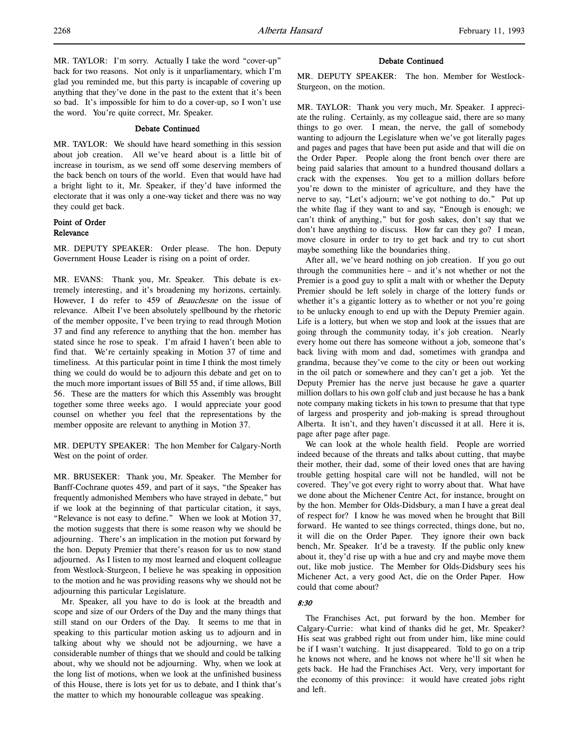MR. TAYLOR: I'm sorry. Actually I take the word "cover-up" back for two reasons. Not only is it unparliamentary, which I'm glad you reminded me, but this party is incapable of covering up anything that they've done in the past to the extent that it's been so bad. It's impossible for him to do a cover-up, so I won't use the word. You're quite correct, Mr. Speaker.

### Debate Continued

MR. TAYLOR: We should have heard something in this session about job creation. All we've heard about is a little bit of increase in tourism, as we send off some deserving members of the back bench on tours of the world. Even that would have had a bright light to it, Mr. Speaker, if they'd have informed the electorate that it was only a one-way ticket and there was no way they could get back.

### Point of Order
### Relevance

MR. DEPUTY SPEAKER: Order please. The hon. Deputy Government House Leader is rising on a point of order.

MR. EVANS: Thank you, Mr. Speaker. This debate is extremely interesting, and it's broadening my horizons, certainly. However, I do refer to 459 of *Beauchesne* on the issue of relevance. Albeit I've been absolutely spellbound by the rhetoric of the member opposite, I've been trying to read through Motion 37 and find any reference to anything that the hon. member has stated since he rose to speak. I'm afraid I haven't been able to find that. We're certainly speaking in Motion 37 of time and timeliness. At this particular point in time I think the most timely thing we could do would be to adjourn this debate and get on to the much more important issues of Bill 55 and, if time allows, Bill 56. These are the matters for which this Assembly was brought together some three weeks ago. I would appreciate your good counsel on whether you feel that the representations by the member opposite are relevant to anything in Motion 37.

MR. DEPUTY SPEAKER: The hon Member for Calgary-North West on the point of order.

MR. BRUSEKER: Thank you, Mr. Speaker. The Member for Banff-Cochrane quotes 459, and part of it says, "the Speaker has frequently admonished Members who have strayed in debate," but if we look at the beginning of that particular citation, it says, "Relevance is not easy to define." When we look at Motion 37, the motion suggests that there is some reason why we should be adjourning. There's an implication in the motion put forward by the hon. Deputy Premier that there's reason for us to now stand adjourned. As I listen to my most learned and eloquent colleague from Westlock-Sturgeon, I believe he was speaking in opposition to the motion and he was providing reasons why we should not be adjourning this particular Legislature.

Mr. Speaker, all you have to do is look at the breadth and scope and size of our Orders of the Day and the many things that still stand on our Orders of the Day. It seems to me that in speaking to this particular motion asking us to adjourn and in talking about why we should not be adjourning, we have a considerable number of things that we should and could be talking about, why we should not be adjourning. Why, when we look at the long list of motions, when we look at the unfinished business of this House, there is lots yet for us to debate, and I think that's the matter to which my honourable colleague was speaking.

### Debate Continued

MR. DEPUTY SPEAKER: The hon. Member for Westlock-Sturgeon, on the motion.

MR. TAYLOR: Thank you very much, Mr. Speaker. I appreciate the ruling. Certainly, as my colleague said, there are so many things to go over. I mean, the nerve, the gall of somebody wanting to adjourn the Legislature when we've got literally pages and pages and pages that have been put aside and that will die on the Order Paper. People along the front bench over there are being paid salaries that amount to a hundred thousand dollars a crack with the expenses. You get to a million dollars before you're down to the minister of agriculture, and they have the nerve to say, "Let's adjourn; we've got nothing to do." Put up the white flag if they want to and say, "Enough is enough; we can't think of anything," but for gosh sakes, don't say that we don't have anything to discuss. How far can they go? I mean, move closure in order to try to get back and try to cut short maybe something like the boundaries thing.

After all, we've heard nothing on job creation. If you go out through the communities here – and it's not whether or not the Premier is a good guy to split a malt with or whether the Deputy Premier should be left solely in charge of the lottery funds or whether it's a gigantic lottery as to whether or not you're going to be unlucky enough to end up with the Deputy Premier again. Life is a lottery, but when we stop and look at the issues that are going through the community today, it's job creation. Nearly every home out there has someone without a job, someone that's back living with mom and dad, sometimes with grandpa and grandma, because they've come to the city or been out working in the oil patch or somewhere and they can't get a job. Yet the Deputy Premier has the nerve just because he gave a quarter million dollars to his own golf club and just because he has a bank note company making tickets in his town to presume that that type of largess and prosperity and job-making is spread throughout Alberta. It isn't, and they haven't discussed it at all. Here it is, page after page after page.

We can look at the whole health field. People are worried indeed because of the threats and talks about cutting, that maybe their mother, their dad, some of their loved ones that are having trouble getting hospital care will not be handled, will not be covered. They've got every right to worry about that. What have we done about the Michener Centre Act, for instance, brought on by the hon. Member for Olds-Didsbury, a man I have a great deal of respect for? I know he was moved when he brought that Bill forward. He wanted to see things corrected, things done, but no, it will die on the Order Paper. They ignore their own back bench, Mr. Speaker. It'd be a travesty. If the public only knew about it, they'd rise up with a hue and cry and maybe move them out, like mob justice. The Member for Olds-Didsbury sees his Michener Act, a very good Act, die on the Order Paper. How could that come about?

*8:30*

The Franchises Act, put forward by the hon. Member for Calgary-Currie: what kind of thanks did he get, Mr. Speaker? His seat was grabbed right out from under him, like mine could be if I wasn't watching. It just disappeared. Told to go on a trip he knows not where, and he knows not where he'll sit when he gets back. He had the Franchises Act. Very, very important for the economy of this province: it would have created jobs right and left.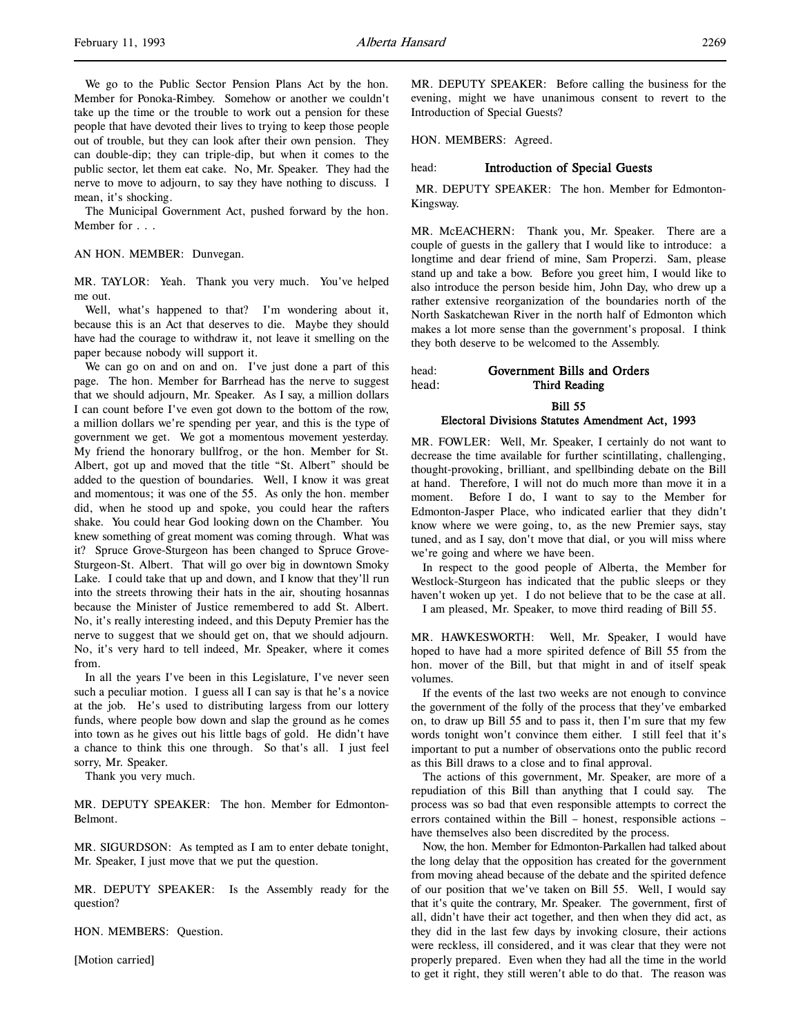We go to the Public Sector Pension Plans Act by the hon. Member for Ponoka-Rimbey. Somehow or another we couldn't take up the time or the trouble to work out a pension for these people that have devoted their lives to trying to keep those people out of trouble, but they can look after their own pension. They can double-dip; they can triple-dip, but when it comes to the public sector, let them eat cake. No, Mr. Speaker. They had the nerve to move to adjourn, to say they have nothing to discuss. I mean, it's shocking.

The Municipal Government Act, pushed forward by the hon. Member for . . .

AN HON. MEMBER: Dunvegan.

MR. TAYLOR: Yeah. Thank you very much. You've helped me out.

Well, what's happened to that? I'm wondering about it, because this is an Act that deserves to die. Maybe they should have had the courage to withdraw it, not leave it smelling on the paper because nobody will support it.

We can go on and on and on. I've just done a part of this page. The hon. Member for Barrhead has the nerve to suggest that we should adjourn, Mr. Speaker. As I say, a million dollars I can count before I've even got down to the bottom of the row, a million dollars we're spending per year, and this is the type of government we get. We got a momentous movement yesterday. My friend the honorary bullfrog, or the hon. Member for St. Albert, got up and moved that the title "St. Albert" should be added to the question of boundaries. Well, I know it was great and momentous; it was one of the 55. As only the hon. member did, when he stood up and spoke, you could hear the rafters shake. You could hear God looking down on the Chamber. You knew something of great moment was coming through. What was it? Spruce Grove-Sturgeon has been changed to Spruce Grove-Sturgeon-St. Albert. That will go over big in downtown Smoky Lake. I can take that up and down, and I know that they'll run into the streets throwing their hats in the air, shouting hosannas because the Minister of Justice remembered to add St. Albert. No, it's really interesting indeed, and this Deputy Premier has the nerve to suggest that we should get on, that we should adjourn. No, it's very hard to tell indeed, Mr. Speaker, where it comes from.

In all the years I've been in this Legislature, I've never seen such a peculiar motion. I guess all I can say is that he's a novice at the job. He's used to distributing largess from our lottery funds, where people bow down and slap the ground as he comes into town as he gives out his little bags of gold. He didn't have a chance to think this one through. So that's all. I just feel sorry, Mr. Speaker.

Thank you very much.

MR. DEPUTY SPEAKER: The hon. Member for Edmonton-Belmont.

MR. SIGURDSON: As tempted as I am to enter debate tonight, Mr. Speaker, I just move that we put the question.

MR. DEPUTY SPEAKER: Is the Assembly ready for the question?

HON. MEMBERS: Question.

[Motion carried]

MR. DEPUTY SPEAKER: Before calling the business for the evening, might we have unanimous consent to revert to the Introduction of Special Guests?

HON. MEMBERS: Agreed.

head: **Introduction of Special Guests**

MR. DEPUTY SPEAKER: The hon. Member for Edmonton-Kingsway.

MR. McEACHERN: Thank you, Mr. Speaker. There are a couple of guests in the gallery that I would like to introduce: a longtime and dear friend of mine, Sam Properzi. Sam, please stand up and take a bow. Before you greet him, I would like to also introduce the person beside him, John Day, who drew up a rather extensive reorganization of the boundaries north of the North Saskatchewan River in the north half of Edmonton which makes a lot more sense than the government's proposal. I think they both deserve to be welcomed to the Assembly.

head: **Government Bills and Orders**
head: **Third Reading**

**Bill 55**
**Electoral Divisions Statutes Amendment Act, 1993**

MR. FOWLER: Well, Mr. Speaker, I certainly do not want to decrease the time available for further scintillating, challenging, thought-provoking, brilliant, and spellbinding debate on the Bill at hand. Therefore, I will not do much more than move it in a moment. Before I do, I want to say to the Member for Edmonton-Jasper Place, who indicated earlier that they didn't know where we were going, to, as the new Premier says, stay tuned, and as I say, don't move that dial, or you will miss where we're going and where we have been.

In respect to the good people of Alberta, the Member for Westlock-Sturgeon has indicated that the public sleeps or they haven't woken up yet. I do not believe that to be the case at all.

I am pleased, Mr. Speaker, to move third reading of Bill 55.

MR. HAWKESWORTH: Well, Mr. Speaker, I would have hoped to have had a more spirited defence of Bill 55 from the hon. mover of the Bill, but that might in and of itself speak volumes.

If the events of the last two weeks are not enough to convince the government of the folly of the process that they've embarked on, to draw up Bill 55 and to pass it, then I'm sure that my few words tonight won't convince them either. I still feel that it's important to put a number of observations onto the public record as this Bill draws to a close and to final approval.

The actions of this government, Mr. Speaker, are more of a repudiation of this Bill than anything that I could say. The process was so bad that even responsible attempts to correct the errors contained within the Bill – honest, responsible actions – have themselves also been discredited by the process.

Now, the hon. Member for Edmonton-Parkallen had talked about the long delay that the opposition has created for the government from moving ahead because of the debate and the spirited defence of our position that we've taken on Bill 55. Well, I would say that it's quite the contrary, Mr. Speaker. The government, first of all, didn't have their act together, and then when they did act, as they did in the last few days by invoking closure, their actions were reckless, ill considered, and it was clear that they were not properly prepared. Even when they had all the time in the world to get it right, they still weren't able to do that. The reason was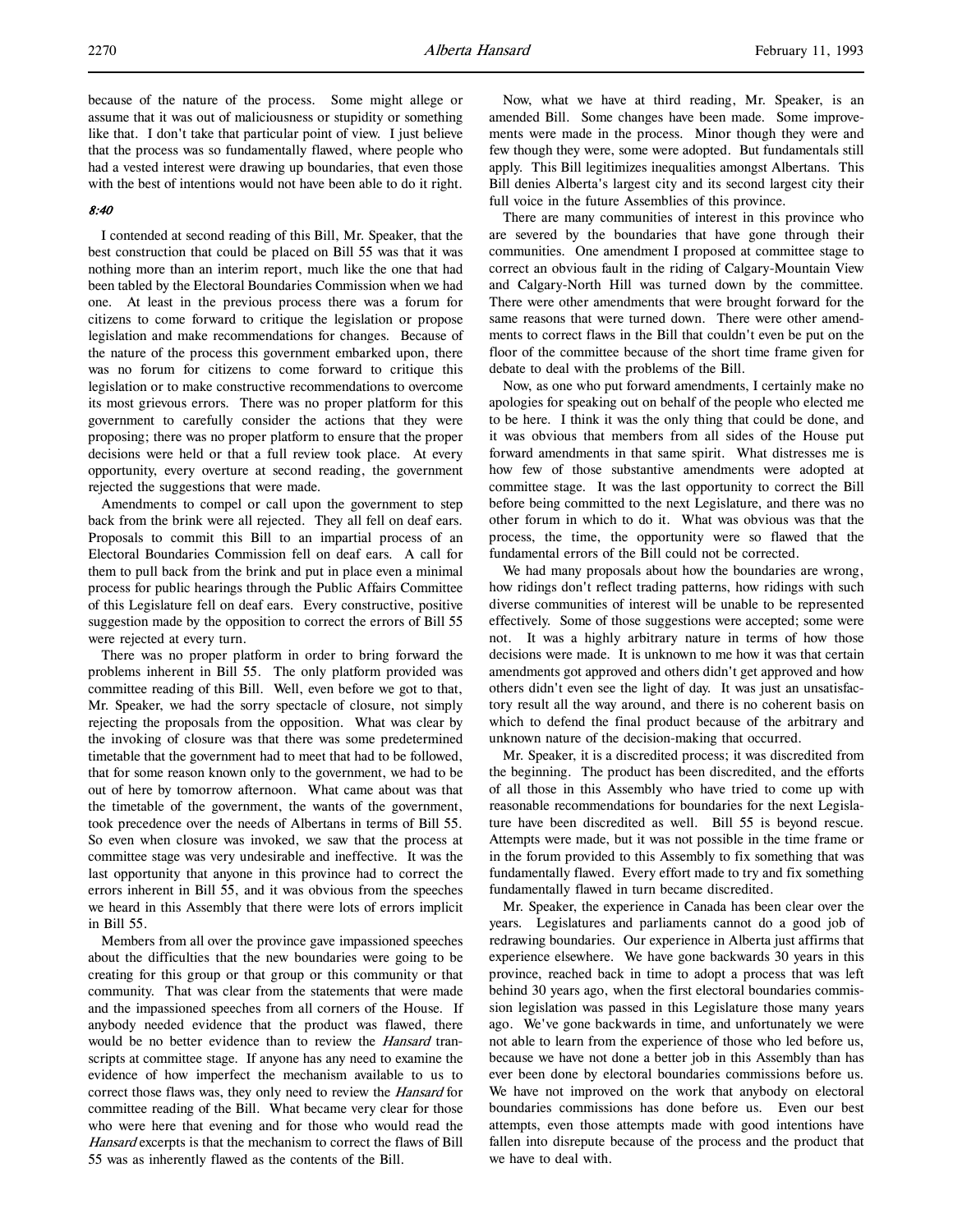because of the nature of the process. Some might allege or assume that it was out of maliciousness or stupidity or something like that. I don't take that particular point of view. I just believe that the process was so fundamentally flawed, where people who had a vested interest were drawing up boundaries, that even those with the best of intentions would not have been able to do it right.

*8:40*

I contended at second reading of this Bill, Mr. Speaker, that the best construction that could be placed on Bill 55 was that it was nothing more than an interim report, much like the one that had been tabled by the Electoral Boundaries Commission when we had one. At least in the previous process there was a forum for citizens to come forward to critique the legislation or propose legislation and make recommendations for changes. Because of the nature of the process this government embarked upon, there was no forum for citizens to come forward to critique this legislation or to make constructive recommendations to overcome its most grievous errors. There was no proper platform for this government to carefully consider the actions that they were proposing; there was no proper platform to ensure that the proper decisions were held or that a full review took place. At every opportunity, every overture at second reading, the government rejected the suggestions that were made.

Amendments to compel or call upon the government to step back from the brink were all rejected. They all fell on deaf ears. Proposals to commit this Bill to an impartial process of an Electoral Boundaries Commission fell on deaf ears. A call for them to pull back from the brink and put in place even a minimal process for public hearings through the Public Affairs Committee of this Legislature fell on deaf ears. Every constructive, positive suggestion made by the opposition to correct the errors of Bill 55 were rejected at every turn.

There was no proper platform in order to bring forward the problems inherent in Bill 55. The only platform provided was committee reading of this Bill. Well, even before we got to that, Mr. Speaker, we had the sorry spectacle of closure, not simply rejecting the proposals from the opposition. What was clear by the invoking of closure was that there was some predetermined timetable that the government had to meet that had to be followed, that for some reason known only to the government, we had to be out of here by tomorrow afternoon. What came about was that the timetable of the government, the wants of the government, took precedence over the needs of Albertans in terms of Bill 55. So even when closure was invoked, we saw that the process at committee stage was very undesirable and ineffective. It was the last opportunity that anyone in this province had to correct the errors inherent in Bill 55, and it was obvious from the speeches we heard in this Assembly that there were lots of errors implicit in Bill 55.

Members from all over the province gave impassioned speeches about the difficulties that the new boundaries were going to be creating for this group or that group or this community or that community. That was clear from the statements that were made and the impassioned speeches from all corners of the House. If anybody needed evidence that the product was flawed, there would be no better evidence than to review the *Hansard* transcripts at committee stage. If anyone has any need to examine the evidence of how imperfect the mechanism available to us to correct those flaws was, they only need to review the *Hansard* for committee reading of the Bill. What became very clear for those who were here that evening and for those who would read the *Hansard* excerpts is that the mechanism to correct the flaws of Bill 55 was as inherently flawed as the contents of the Bill.

Now, what we have at third reading, Mr. Speaker, is an amended Bill. Some changes have been made. Some improvements were made in the process. Minor though they were and few though they were, some were adopted. But fundamentals still apply. This Bill legitimizes inequalities amongst Albertans. This Bill denies Alberta's largest city and its second largest city their full voice in the future Assemblies of this province.

There are many communities of interest in this province who are severed by the boundaries that have gone through their communities. One amendment I proposed at committee stage to correct an obvious fault in the riding of Calgary-Mountain View and Calgary-North Hill was turned down by the committee. There were other amendments that were brought forward for the same reasons that were turned down. There were other amendments to correct flaws in the Bill that couldn't even be put on the floor of the committee because of the short time frame given for debate to deal with the problems of the Bill.

Now, as one who put forward amendments, I certainly make no apologies for speaking out on behalf of the people who elected me to be here. I think it was the only thing that could be done, and it was obvious that members from all sides of the House put forward amendments in that same spirit. What distresses me is how few of those substantive amendments were adopted at committee stage. It was the last opportunity to correct the Bill before being committed to the next Legislature, and there was no other forum in which to do it. What was obvious was that the process, the time, the opportunity were so flawed that the fundamental errors of the Bill could not be corrected.

We had many proposals about how the boundaries are wrong, how ridings don't reflect trading patterns, how ridings with such diverse communities of interest will be unable to be represented effectively. Some of those suggestions were accepted; some were not. It was a highly arbitrary nature in terms of how those decisions were made. It is unknown to me how it was that certain amendments got approved and others didn't get approved and how others didn't even see the light of day. It was just an unsatisfactory result all the way around, and there is no coherent basis on which to defend the final product because of the arbitrary and unknown nature of the decision-making that occurred.

Mr. Speaker, it is a discredited process; it was discredited from the beginning. The product has been discredited, and the efforts of all those in this Assembly who have tried to come up with reasonable recommendations for boundaries for the next Legislature have been discredited as well. Bill 55 is beyond rescue. Attempts were made, but it was not possible in the time frame or in the forum provided to this Assembly to fix something that was fundamentally flawed. Every effort made to try and fix something fundamentally flawed in turn became discredited.

Mr. Speaker, the experience in Canada has been clear over the years. Legislatures and parliaments cannot do a good job of redrawing boundaries. Our experience in Alberta just affirms that experience elsewhere. We have gone backwards 30 years in this province, reached back in time to adopt a process that was left behind 30 years ago, when the first electoral boundaries commission legislation was passed in this Legislature those many years ago. We've gone backwards in time, and unfortunately we were not able to learn from the experience of those who led before us, because we have not done a better job in this Assembly than has ever been done by electoral boundaries commissions before us. We have not improved on the work that anybody on electoral boundaries commissions has done before us. Even our best attempts, even those attempts made with good intentions have fallen into disrepute because of the process and the product that we have to deal with.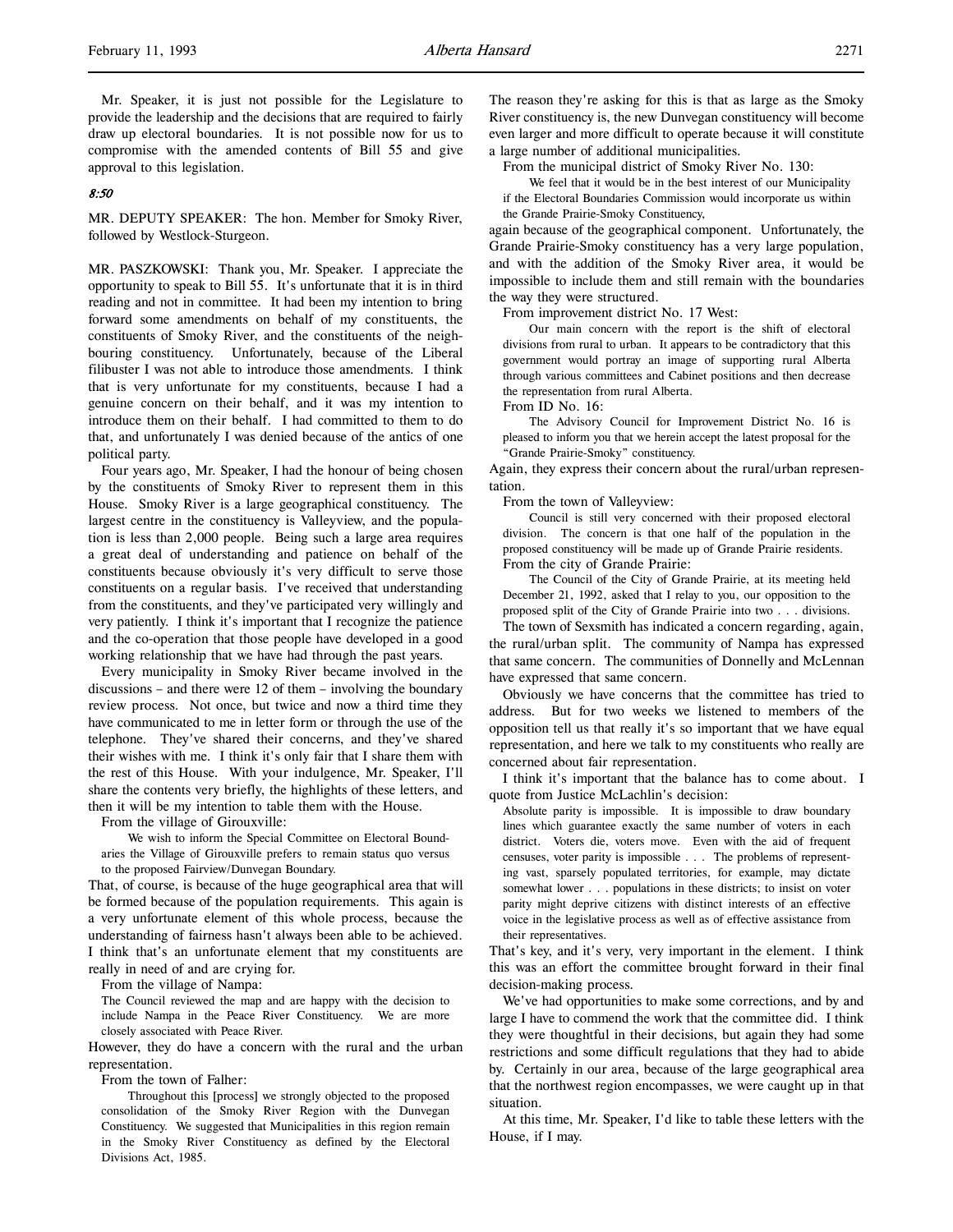Mr. Speaker, it is just not possible for the Legislature to provide the leadership and the decisions that are required to fairly draw up electoral boundaries. It is not possible now for us to compromise with the amended contents of Bill 55 and give approval to this legislation.

*8:50*

MR. DEPUTY SPEAKER: The hon. Member for Smoky River, followed by Westlock-Sturgeon.

MR. PASZKOWSKI: Thank you, Mr. Speaker. I appreciate the opportunity to speak to Bill 55. It's unfortunate that it is in third reading and not in committee. It had been my intention to bring forward some amendments on behalf of my constituents, the constituents of Smoky River, and the constituents of the neighbouring constituency. Unfortunately, because of the Liberal filibuster I was not able to introduce those amendments. I think that is very unfortunate for my constituents, because I had a genuine concern on their behalf, and it was my intention to introduce them on their behalf. I had committed to them to do that, and unfortunately I was denied because of the antics of one political party.

Four years ago, Mr. Speaker, I had the honour of being chosen by the constituents of Smoky River to represent them in this House. Smoky River is a large geographical constituency. The largest centre in the constituency is Valleyview, and the population is less than 2,000 people. Being such a large area requires a great deal of understanding and patience on behalf of the constituents because obviously it's very difficult to serve those constituents on a regular basis. I've received that understanding from the constituents, and they've participated very willingly and very patiently. I think it's important that I recognize the patience and the co-operation that those people have developed in a good working relationship that we have had through the past years.

Every municipality in Smoky River became involved in the discussions – and there were 12 of them – involving the boundary review process. Not once, but twice and now a third time they have communicated to me in letter form or through the use of the telephone. They've shared their concerns, and they've shared their wishes with me. I think it's only fair that I share them with the rest of this House. With your indulgence, Mr. Speaker, I'll share the contents very briefly, the highlights of these letters, and then it will be my intention to table them with the House.

From the village of Girouxville:

> We wish to inform the Special Committee on Electoral Boundaries the Village of Girouxville prefers to remain status quo versus to the proposed Fairview/Dunvegan Boundary.

That, of course, is because of the huge geographical area that will be formed because of the population requirements. This again is a very unfortunate element of this whole process, because the understanding of fairness hasn't always been able to be achieved. I think that's an unfortunate element that my constituents are really in need of and are crying for.

From the village of Nampa:

> The Council reviewed the map and are happy with the decision to include Nampa in the Peace River Constituency. We are more closely associated with Peace River.

However, they do have a concern with the rural and the urban representation.

From the town of Falher:

> Throughout this [process] we strongly objected to the proposed consolidation of the Smoky River Region with the Dunvegan Constituency. We suggested that Municipalities in this region remain in the Smoky River Constituency as defined by the Electoral Divisions Act, 1985.

The reason they're asking for this is that as large as the Smoky River constituency is, the new Dunvegan constituency will become even larger and more difficult to operate because it will constitute a large number of additional municipalities.

From the municipal district of Smoky River No. 130:

> We feel that it would be in the best interest of our Municipality if the Electoral Boundaries Commission would incorporate us within the Grande Prairie-Smoky Constituency,

again because of the geographical component. Unfortunately, the Grande Prairie-Smoky constituency has a very large population, and with the addition of the Smoky River area, it would be impossible to include them and still remain with the boundaries the way they were structured.

From improvement district No. 17 West:

> Our main concern with the report is the shift of electoral divisions from rural to urban. It appears to be contradictory that this government would portray an image of supporting rural Alberta through various committees and Cabinet positions and then decrease the representation from rural Alberta.

From ID No. 16:

> The Advisory Council for Improvement District No. 16 is pleased to inform you that we herein accept the latest proposal for the "Grande Prairie-Smoky" constituency.

Again, they express their concern about the rural/urban representation.

From the town of Valleyview:

> Council is still very concerned with their proposed electoral division. The concern is that one half of the population in the proposed constituency will be made up of Grande Prairie residents.

From the city of Grande Prairie:

> The Council of the City of Grande Prairie, at its meeting held December 21, 1992, asked that I relay to you, our opposition to the proposed split of the City of Grande Prairie into two . . . divisions.

The town of Sexsmith has indicated a concern regarding, again, the rural/urban split. The community of Nampa has expressed that same concern. The communities of Donnelly and McLennan have expressed that same concern.

Obviously we have concerns that the committee has tried to address. But for two weeks we listened to members of the opposition tell us that really it's so important that we have equal representation, and here we talk to my constituents who really are concerned about fair representation.

I think it's important that the balance has to come about. I quote from Justice McLachlin's decision:

> Absolute parity is impossible. It is impossible to draw boundary lines which guarantee exactly the same number of voters in each district. Voters die, voters move. Even with the aid of frequent censuses, voter parity is impossible . . . The problems of representing vast, sparsely populated territories, for example, may dictate somewhat lower . . . populations in these districts; to insist on voter parity might deprive citizens with distinct interests of an effective voice in the legislative process as well as of effective assistance from their representatives.

That's key, and it's very, very important in the element. I think this was an effort the committee brought forward in their final decision-making process.

We've had opportunities to make some corrections, and by and large I have to commend the work that the committee did. I think they were thoughtful in their decisions, but again they had some restrictions and some difficult regulations that they had to abide by. Certainly in our area, because of the large geographical area that the northwest region encompasses, we were caught up in that situation.

At this time, Mr. Speaker, I'd like to table these letters with the House, if I may.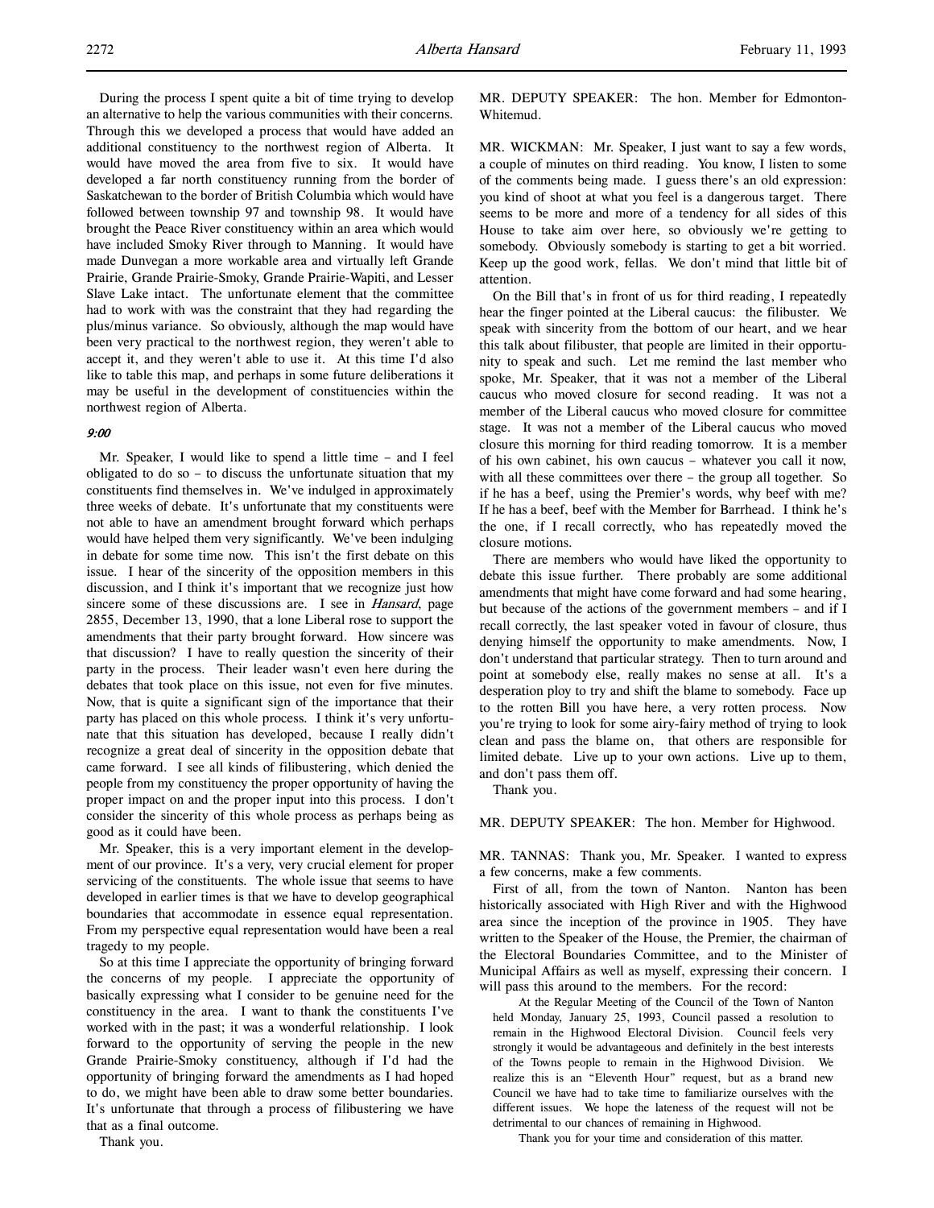During the process I spent quite a bit of time trying to develop an alternative to help the various communities with their concerns. Through this we developed a process that would have added an additional constituency to the northwest region of Alberta. It would have moved the area from five to six. It would have developed a far north constituency running from the border of Saskatchewan to the border of British Columbia which would have followed between township 97 and township 98. It would have brought the Peace River constituency within an area which would have included Smoky River through to Manning. It would have made Dunvegan a more workable area and virtually left Grande Prairie, Grande Prairie-Smoky, Grande Prairie-Wapiti, and Lesser Slave Lake intact. The unfortunate element that the committee had to work with was the constraint that they had regarding the plus/minus variance. So obviously, although the map would have been very practical to the northwest region, they weren't able to accept it, and they weren't able to use it. At this time I'd also like to table this map, and perhaps in some future deliberations it may be useful in the development of constituencies within the northwest region of Alberta.

*9:00*

Mr. Speaker, I would like to spend a little time – and I feel obligated to do so – to discuss the unfortunate situation that my constituents find themselves in. We've indulged in approximately three weeks of debate. It's unfortunate that my constituents were not able to have an amendment brought forward which perhaps would have helped them very significantly. We've been indulging in debate for some time now. This isn't the first debate on this issue. I hear of the sincerity of the opposition members in this discussion, and I think it's important that we recognize just how sincere some of these discussions are. I see in *Hansard*, page 2855, December 13, 1990, that a lone Liberal rose to support the amendments that their party brought forward. How sincere was that discussion? I have to really question the sincerity of their party in the process. Their leader wasn't even here during the debates that took place on this issue, not even for five minutes. Now, that is quite a significant sign of the importance that their party has placed on this whole process. I think it's very unfortunate that this situation has developed, because I really didn't recognize a great deal of sincerity in the opposition debate that came forward. I see all kinds of filibustering, which denied the people from my constituency the proper opportunity of having the proper impact on and the proper input into this process. I don't consider the sincerity of this whole process as perhaps being as good as it could have been.

Mr. Speaker, this is a very important element in the development of our province. It's a very, very crucial element for proper servicing of the constituents. The whole issue that seems to have developed in earlier times is that we have to develop geographical boundaries that accommodate in essence equal representation. From my perspective equal representation would have been a real tragedy to my people.

So at this time I appreciate the opportunity of bringing forward the concerns of my people. I appreciate the opportunity of basically expressing what I consider to be genuine need for the constituency in the area. I want to thank the constituents I've worked with in the past; it was a wonderful relationship. I look forward to the opportunity of serving the people in the new Grande Prairie-Smoky constituency, although if I'd had the opportunity of bringing forward the amendments as I had hoped to do, we might have been able to draw some better boundaries. It's unfortunate that through a process of filibustering we have that as a final outcome.

Thank you.

MR. DEPUTY SPEAKER: The hon. Member for Edmonton-Whitemud.

MR. WICKMAN: Mr. Speaker, I just want to say a few words, a couple of minutes on third reading. You know, I listen to some of the comments being made. I guess there's an old expression: you kind of shoot at what you feel is a dangerous target. There seems to be more and more of a tendency for all sides of this House to take aim over here, so obviously we're getting to somebody. Obviously somebody is starting to get a bit worried. Keep up the good work, fellas. We don't mind that little bit of attention.

On the Bill that's in front of us for third reading, I repeatedly hear the finger pointed at the Liberal caucus: the filibuster. We speak with sincerity from the bottom of our heart, and we hear this talk about filibuster, that people are limited in their opportunity to speak and such. Let me remind the last member who spoke, Mr. Speaker, that it was not a member of the Liberal caucus who moved closure for second reading. It was not a member of the Liberal caucus who moved closure for committee stage. It was not a member of the Liberal caucus who moved closure this morning for third reading tomorrow. It is a member of his own cabinet, his own caucus – whatever you call it now, with all these committees over there – the group all together. So if he has a beef, using the Premier's words, why beef with me? If he has a beef, beef with the Member for Barrhead. I think he's the one, if I recall correctly, who has repeatedly moved the closure motions.

There are members who would have liked the opportunity to debate this issue further. There probably are some additional amendments that might have come forward and had some hearing, but because of the actions of the government members – and if I recall correctly, the last speaker voted in favour of closure, thus denying himself the opportunity to make amendments. Now, I don't understand that particular strategy. Then to turn around and point at somebody else, really makes no sense at all. It's a desperation ploy to try and shift the blame to somebody. Face up to the rotten Bill you have here, a very rotten process. Now you're trying to look for some airy-fairy method of trying to look clean and pass the blame on, that others are responsible for limited debate. Live up to your own actions. Live up to them, and don't pass them off.

Thank you.

MR. DEPUTY SPEAKER: The hon. Member for Highwood.

MR. TANNAS: Thank you, Mr. Speaker. I wanted to express a few concerns, make a few comments.

First of all, from the town of Nanton. Nanton has been historically associated with High River and with the Highwood area since the inception of the province in 1905. They have written to the Speaker of the House, the Premier, the chairman of the Electoral Boundaries Committee, and to the Minister of Municipal Affairs as well as myself, expressing their concern. I will pass this around to the members. For the record:

> At the Regular Meeting of the Council of the Town of Nanton held Monday, January 25, 1993, Council passed a resolution to remain in the Highwood Electoral Division. Council feels very strongly it would be advantageous and definitely in the best interests of the Towns people to remain in the Highwood Division. We realize this is an "Eleventh Hour" request, but as a brand new Council we have had to take time to familiarize ourselves with the different issues. We hope the lateness of the request will not be detrimental to our chances of remaining in Highwood.
>
> Thank you for your time and consideration of this matter.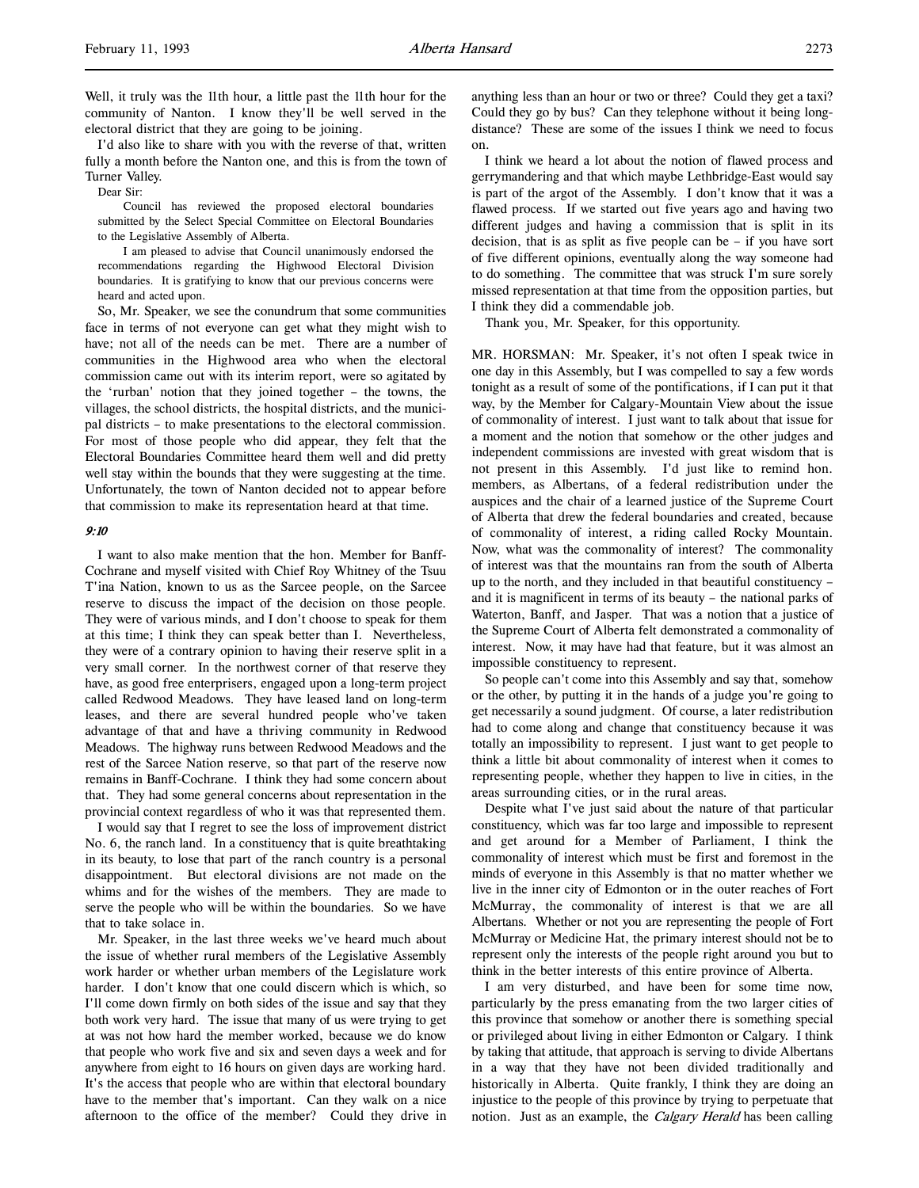Well, it truly was the 11th hour, a little past the 11th hour for the community of Nanton. I know they'll be well served in the electoral district that they are going to be joining.

I'd also like to share with you with the reverse of that, written fully a month before the Nanton one, and this is from the town of Turner Valley.

> Dear Sir:
>
> Council has reviewed the proposed electoral boundaries submitted by the Select Special Committee on Electoral Boundaries to the Legislative Assembly of Alberta.
>
> I am pleased to advise that Council unanimously endorsed the recommendations regarding the Highwood Electoral Division boundaries. It is gratifying to know that our previous concerns were heard and acted upon.

So, Mr. Speaker, we see the conundrum that some communities face in terms of not everyone can get what they might wish to have; not all of the needs can be met. There are a number of communities in the Highwood area who when the electoral commission came out with its interim report, were so agitated by the 'rurban' notion that they joined together – the towns, the villages, the school districts, the hospital districts, and the municipal districts – to make presentations to the electoral commission. For most of those people who did appear, they felt that the Electoral Boundaries Committee heard them well and did pretty well stay within the bounds that they were suggesting at the time. Unfortunately, the town of Nanton decided not to appear before that commission to make its representation heard at that time.

*9:10*

I want to also make mention that the hon. Member for Banff-Cochrane and myself visited with Chief Roy Whitney of the Tsuu T'ina Nation, known to us as the Sarcee people, on the Sarcee reserve to discuss the impact of the decision on those people. They were of various minds, and I don't choose to speak for them at this time; I think they can speak better than I. Nevertheless, they were of a contrary opinion to having their reserve split in a very small corner. In the northwest corner of that reserve they have, as good free enterprisers, engaged upon a long-term project called Redwood Meadows. They have leased land on long-term leases, and there are several hundred people who've taken advantage of that and have a thriving community in Redwood Meadows. The highway runs between Redwood Meadows and the rest of the Sarcee Nation reserve, so that part of the reserve now remains in Banff-Cochrane. I think they had some concern about that. They had some general concerns about representation in the provincial context regardless of who it was that represented them.

I would say that I regret to see the loss of improvement district No. 6, the ranch land. In a constituency that is quite breathtaking in its beauty, to lose that part of the ranch country is a personal disappointment. But electoral divisions are not made on the whims and for the wishes of the members. They are made to serve the people who will be within the boundaries. So we have that to take solace in.

Mr. Speaker, in the last three weeks we've heard much about the issue of whether rural members of the Legislative Assembly work harder or whether urban members of the Legislature work harder. I don't know that one could discern which is which, so I'll come down firmly on both sides of the issue and say that they both work very hard. The issue that many of us were trying to get at was not how hard the member worked, because we do know that people who work five and six and seven days a week and for anywhere from eight to 16 hours on given days are working hard. It's the access that people who are within that electoral boundary have to the member that's important. Can they walk on a nice afternoon to the office of the member? Could they drive in anything less than an hour or two or three? Could they get a taxi? Could they go by bus? Can they telephone without it being long-distance? These are some of the issues I think we need to focus on.

I think we heard a lot about the notion of flawed process and gerrymandering and that which maybe Lethbridge-East would say is part of the argot of the Assembly. I don't know that it was a flawed process. If we started out five years ago and having two different judges and having a commission that is split in its decision, that is as split as five people can be – if you have sort of five different opinions, eventually along the way someone had to do something. The committee that was struck I'm sure sorely missed representation at that time from the opposition parties, but I think they did a commendable job.

Thank you, Mr. Speaker, for this opportunity.

MR. HORSMAN: Mr. Speaker, it's not often I speak twice in one day in this Assembly, but I was compelled to say a few words tonight as a result of some of the pontifications, if I can put it that way, by the Member for Calgary-Mountain View about the issue of commonality of interest. I just want to talk about that issue for a moment and the notion that somehow or the other judges and independent commissions are invested with great wisdom that is not present in this Assembly. I'd just like to remind hon. members, as Albertans, of a federal redistribution under the auspices and the chair of a learned justice of the Supreme Court of Alberta that drew the federal boundaries and created, because of commonality of interest, a riding called Rocky Mountain. Now, what was the commonality of interest? The commonality of interest was that the mountains ran from the south of Alberta up to the north, and they included in that beautiful constituency – and it is magnificent in terms of its beauty – the national parks of Waterton, Banff, and Jasper. That was a notion that a justice of the Supreme Court of Alberta felt demonstrated a commonality of interest. Now, it may have had that feature, but it was almost an impossible constituency to represent.

So people can't come into this Assembly and say that, somehow or the other, by putting it in the hands of a judge you're going to get necessarily a sound judgment. Of course, a later redistribution had to come along and change that constituency because it was totally an impossibility to represent. I just want to get people to think a little bit about commonality of interest when it comes to representing people, whether they happen to live in cities, in the areas surrounding cities, or in the rural areas.

Despite what I've just said about the nature of that particular constituency, which was far too large and impossible to represent and get around for a Member of Parliament, I think the commonality of interest which must be first and foremost in the minds of everyone in this Assembly is that no matter whether we live in the inner city of Edmonton or in the outer reaches of Fort McMurray, the commonality of interest is that we are all Albertans. Whether or not you are representing the people of Fort McMurray or Medicine Hat, the primary interest should not be to represent only the interests of the people right around you but to think in the better interests of this entire province of Alberta.

I am very disturbed, and have been for some time now, particularly by the press emanating from the two larger cities of this province that somehow or another there is something special or privileged about living in either Edmonton or Calgary. I think by taking that attitude, that approach is serving to divide Albertans in a way that they have not been divided traditionally and historically in Alberta. Quite frankly, I think they are doing an injustice to the people of this province by trying to perpetuate that notion. Just as an example, the *Calgary Herald* has been calling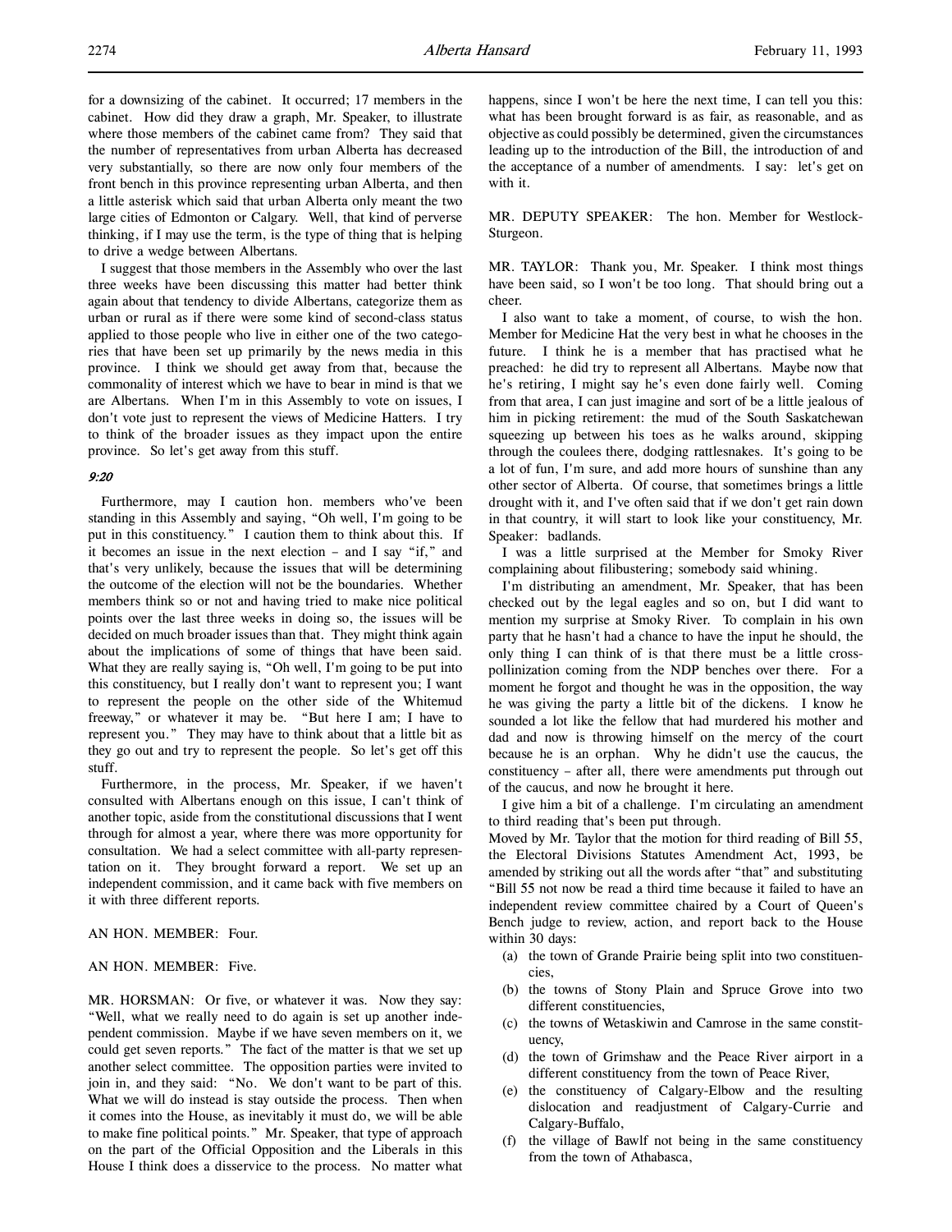for a downsizing of the cabinet. It occurred; 17 members in the cabinet. How did they draw a graph, Mr. Speaker, to illustrate where those members of the cabinet came from? They said that the number of representatives from urban Alberta has decreased very substantially, so there are now only four members of the front bench in this province representing urban Alberta, and then a little asterisk which said that urban Alberta only meant the two large cities of Edmonton or Calgary. Well, that kind of perverse thinking, if I may use the term, is the type of thing that is helping to drive a wedge between Albertans.

I suggest that those members in the Assembly who over the last three weeks have been discussing this matter had better think again about that tendency to divide Albertans, categorize them as urban or rural as if there were some kind of second-class status applied to those people who live in either one of the two categories that have been set up primarily by the news media in this province. I think we should get away from that, because the commonality of interest which we have to bear in mind is that we are Albertans. When I'm in this Assembly to vote on issues, I don't vote just to represent the views of Medicine Hatters. I try to think of the broader issues as they impact upon the entire province. So let's get away from this stuff.

*9:20*

Furthermore, may I caution hon. members who've been standing in this Assembly and saying, "Oh well, I'm going to be put in this constituency." I caution them to think about this. If it becomes an issue in the next election – and I say "if," and that's very unlikely, because the issues that will be determining the outcome of the election will not be the boundaries. Whether members think so or not and having tried to make nice political points over the last three weeks in doing so, the issues will be decided on much broader issues than that. They might think again about the implications of some of things that have been said. What they are really saying is, "Oh well, I'm going to be put into this constituency, but I really don't want to represent you; I want to represent the people on the other side of the Whitemud freeway," or whatever it may be. "But here I am; I have to represent you." They may have to think about that a little bit as they go out and try to represent the people. So let's get off this stuff.

Furthermore, in the process, Mr. Speaker, if we haven't consulted with Albertans enough on this issue, I can't think of another topic, aside from the constitutional discussions that I went through for almost a year, where there was more opportunity for consultation. We had a select committee with all-party representation on it. They brought forward a report. We set up an independent commission, and it came back with five members on it with three different reports.

AN HON. MEMBER: Four.

AN HON. MEMBER: Five.

MR. HORSMAN: Or five, or whatever it was. Now they say: "Well, what we really need to do again is set up another independent commission. Maybe if we have seven members on it, we could get seven reports." The fact of the matter is that we set up another select committee. The opposition parties were invited to join in, and they said: "No. We don't want to be part of this. What we will do instead is stay outside the process. Then when it comes into the House, as inevitably it must do, we will be able to make fine political points." Mr. Speaker, that type of approach on the part of the Official Opposition and the Liberals in this House I think does a disservice to the process. No matter what happens, since I won't be here the next time, I can tell you this: what has been brought forward is as fair, as reasonable, and as objective as could possibly be determined, given the circumstances leading up to the introduction of the Bill, the introduction of and the acceptance of a number of amendments. I say: let's get on with it.

MR. DEPUTY SPEAKER: The hon. Member for Westlock-Sturgeon.

MR. TAYLOR: Thank you, Mr. Speaker. I think most things have been said, so I won't be too long. That should bring out a cheer.

I also want to take a moment, of course, to wish the hon. Member for Medicine Hat the very best in what he chooses in the future. I think he is a member that has practised what he preached: he did try to represent all Albertans. Maybe now that he's retiring, I might say he's even done fairly well. Coming from that area, I can just imagine and sort of be a little jealous of him in picking retirement: the mud of the South Saskatchewan squeezing up between his toes as he walks around, skipping through the coulees there, dodging rattlesnakes. It's going to be a lot of fun, I'm sure, and add more hours of sunshine than any other sector of Alberta. Of course, that sometimes brings a little drought with it, and I've often said that if we don't get rain down in that country, it will start to look like your constituency, Mr. Speaker: badlands.

I was a little surprised at the Member for Smoky River complaining about filibustering; somebody said whining.

I'm distributing an amendment, Mr. Speaker, that has been checked out by the legal eagles and so on, but I did want to mention my surprise at Smoky River. To complain in his own party that he hasn't had a chance to have the input he should, the only thing I can think of is that there must be a little cross-pollinization coming from the NDP benches over there. For a moment he forgot and thought he was in the opposition, the way he was giving the party a little bit of the dickens. I know he sounded a lot like the fellow that had murdered his mother and dad and now is throwing himself on the mercy of the court because he is an orphan. Why he didn't use the caucus, the constituency – after all, there were amendments put through out of the caucus, and now he brought it here.

I give him a bit of a challenge. I'm circulating an amendment to third reading that's been put through.

Moved by Mr. Taylor that the motion for third reading of Bill 55, the Electoral Divisions Statutes Amendment Act, 1993, be amended by striking out all the words after "that" and substituting "Bill 55 not now be read a third time because it failed to have an independent review committee chaired by a Court of Queen's Bench judge to review, action, and report back to the House within 30 days:

(a) the town of Grande Prairie being split into two constituencies,
(b) the towns of Stony Plain and Spruce Grove into two different constituencies,
(c) the towns of Wetaskiwin and Camrose in the same constituency,
(d) the town of Grimshaw and the Peace River airport in a different constituency from the town of Peace River,
(e) the constituency of Calgary-Elbow and the resulting dislocation and readjustment of Calgary-Currie and Calgary-Buffalo,
(f) the village of Bawlf not being in the same constituency from the town of Athabasca,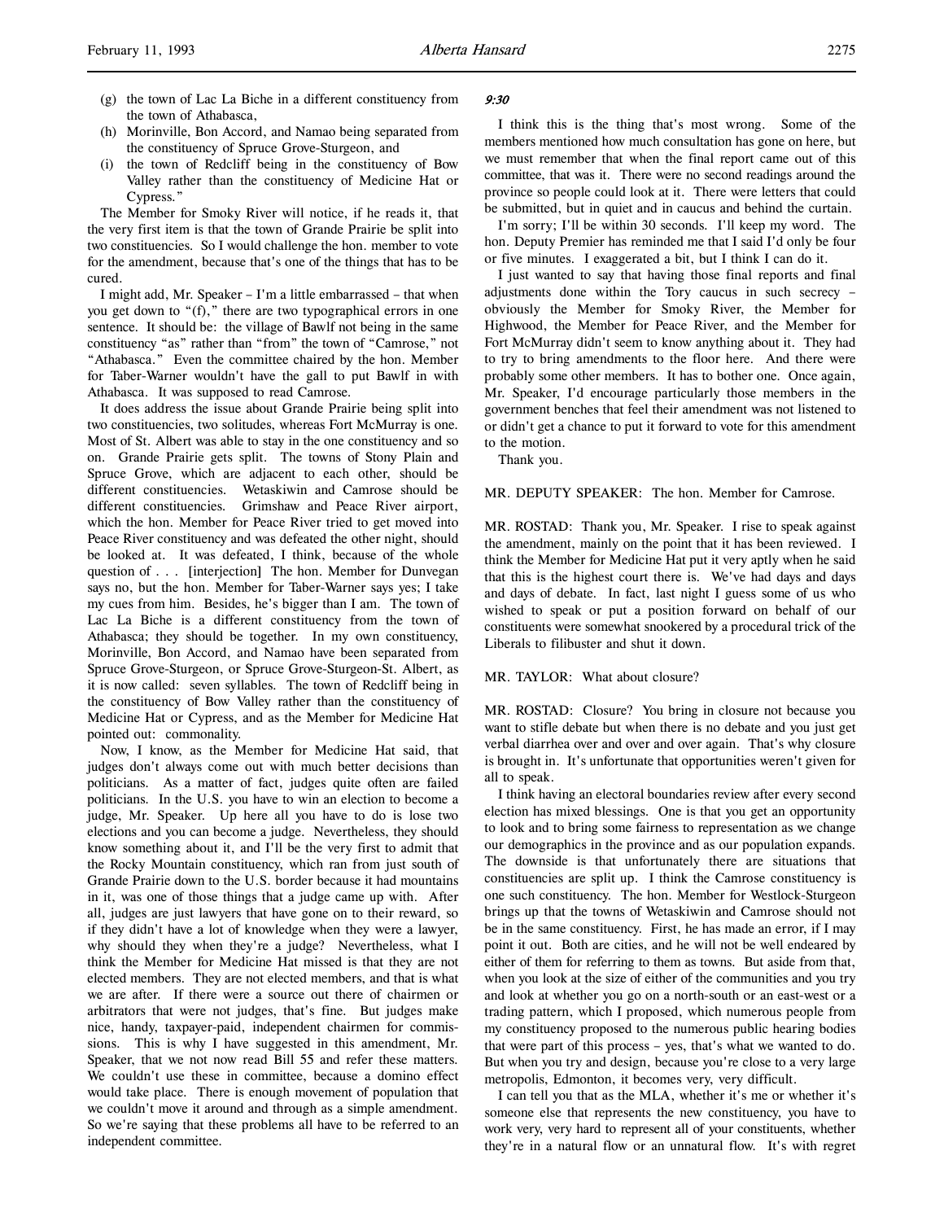(g) the town of Lac La Biche in a different constituency from the town of Athabasca,

(h) Morinville, Bon Accord, and Namao being separated from the constituency of Spruce Grove-Sturgeon, and

(i) the town of Redcliff being in the constituency of Bow Valley rather than the constituency of Medicine Hat or Cypress."

The Member for Smoky River will notice, if he reads it, that the very first item is that the town of Grande Prairie be split into two constituencies. So I would challenge the hon. member to vote for the amendment, because that's one of the things that has to be cured.

I might add, Mr. Speaker – I'm a little embarrassed – that when you get down to "(f)," there are two typographical errors in one sentence. It should be: the village of Bawlf not being in the same constituency "as" rather than "from" the town of "Camrose," not "Athabasca." Even the committee chaired by the hon. Member for Taber-Warner wouldn't have the gall to put Bawlf in with Athabasca. It was supposed to read Camrose.

It does address the issue about Grande Prairie being split into two constituencies, two solitudes, whereas Fort McMurray is one. Most of St. Albert was able to stay in the one constituency and so on. Grande Prairie gets split. The towns of Stony Plain and Spruce Grove, which are adjacent to each other, should be different constituencies. Wetaskiwin and Camrose should be different constituencies. Grimshaw and Peace River airport, which the hon. Member for Peace River tried to get moved into Peace River constituency and was defeated the other night, should be looked at. It was defeated, I think, because of the whole question of . . . [interjection] The hon. Member for Dunvegan says no, but the hon. Member for Taber-Warner says yes; I take my cues from him. Besides, he's bigger than I am. The town of Lac La Biche is a different constituency from the town of Athabasca; they should be together. In my own constituency, Morinville, Bon Accord, and Namao have been separated from Spruce Grove-Sturgeon, or Spruce Grove-Sturgeon-St. Albert, as it is now called: seven syllables. The town of Redcliff being in the constituency of Bow Valley rather than the constituency of Medicine Hat or Cypress, and as the Member for Medicine Hat pointed out: commonality.

Now, I know, as the Member for Medicine Hat said, that judges don't always come out with much better decisions than politicians. As a matter of fact, judges quite often are failed politicians. In the U.S. you have to win an election to become a judge, Mr. Speaker. Up here all you have to do is lose two elections and you can become a judge. Nevertheless, they should know something about it, and I'll be the very first to admit that the Rocky Mountain constituency, which ran from just south of Grande Prairie down to the U.S. border because it had mountains in it, was one of those things that a judge came up with. After all, judges are just lawyers that have gone on to their reward, so if they didn't have a lot of knowledge when they were a lawyer, why should they when they're a judge? Nevertheless, what I think the Member for Medicine Hat missed is that they are not elected members. They are not elected members, and that is what we are after. If there were a source out there of chairmen or arbitrators that were not judges, that's fine. But judges make nice, handy, taxpayer-paid, independent chairmen for commissions. This is why I have suggested in this amendment, Mr. Speaker, that we not now read Bill 55 and refer these matters. We couldn't use these in committee, because a domino effect would take place. There is enough movement of population that we couldn't move it around and through as a simple amendment. So we're saying that these problems all have to be referred to an independent committee.

*9:30*

I think this is the thing that's most wrong. Some of the members mentioned how much consultation has gone on here, but we must remember that when the final report came out of this committee, that was it. There were no second readings around the province so people could look at it. There were letters that could be submitted, but in quiet and in caucus and behind the curtain.

I'm sorry; I'll be within 30 seconds. I'll keep my word. The hon. Deputy Premier has reminded me that I said I'd only be four or five minutes. I exaggerated a bit, but I think I can do it.

I just wanted to say that having those final reports and final adjustments done within the Tory caucus in such secrecy – obviously the Member for Smoky River, the Member for Highwood, the Member for Peace River, and the Member for Fort McMurray didn't seem to know anything about it. They had to try to bring amendments to the floor here. And there were probably some other members. It has to bother one. Once again, Mr. Speaker, I'd encourage particularly those members in the government benches that feel their amendment was not listened to or didn't get a chance to put it forward to vote for this amendment to the motion.

Thank you.

MR. DEPUTY SPEAKER: The hon. Member for Camrose.

MR. ROSTAD: Thank you, Mr. Speaker. I rise to speak against the amendment, mainly on the point that it has been reviewed. I think the Member for Medicine Hat put it very aptly when he said that this is the highest court there is. We've had days and days and days of debate. In fact, last night I guess some of us who wished to speak or put a position forward on behalf of our constituents were somewhat snookered by a procedural trick of the Liberals to filibuster and shut it down.

MR. TAYLOR: What about closure?

MR. ROSTAD: Closure? You bring in closure not because you want to stifle debate but when there is no debate and you just get verbal diarrhea over and over and over again. That's why closure is brought in. It's unfortunate that opportunities weren't given for all to speak.

I think having an electoral boundaries review after every second election has mixed blessings. One is that you get an opportunity to look and to bring some fairness to representation as we change our demographics in the province and as our population expands. The downside is that unfortunately there are situations that constituencies are split up. I think the Camrose constituency is one such constituency. The hon. Member for Westlock-Sturgeon brings up that the towns of Wetaskiwin and Camrose should not be in the same constituency. First, he has made an error, if I may point it out. Both are cities, and he will not be well endeared by either of them for referring to them as towns. But aside from that, when you look at the size of either of the communities and you try and look at whether you go on a north-south or an east-west or a trading pattern, which I proposed, which numerous people from my constituency proposed to the numerous public hearing bodies that were part of this process – yes, that's what we wanted to do. But when you try and design, because you're close to a very large metropolis, Edmonton, it becomes very, very difficult.

I can tell you that as the MLA, whether it's me or whether it's someone else that represents the new constituency, you have to work very, very hard to represent all of your constituents, whether they're in a natural flow or an unnatural flow. It's with regret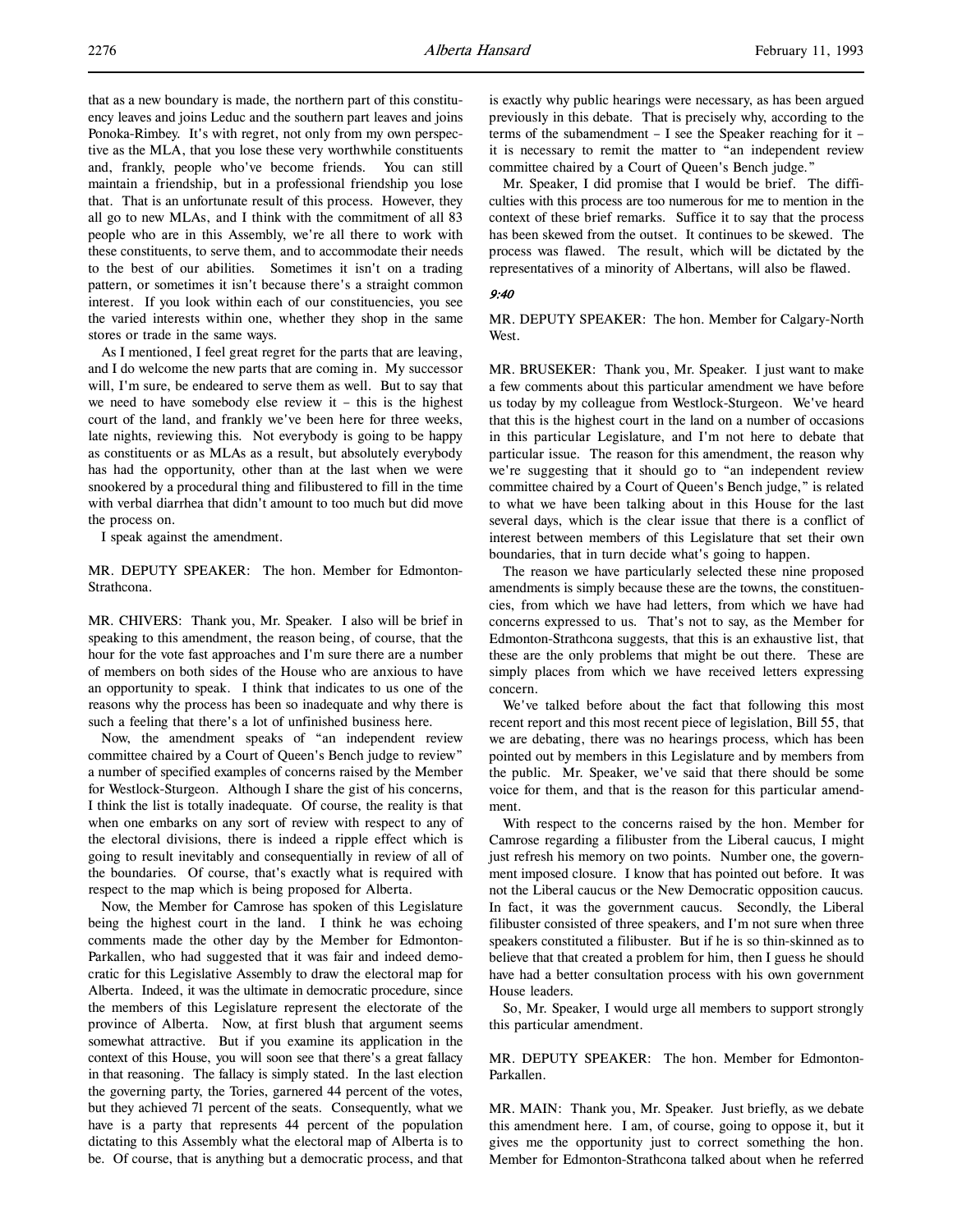that as a new boundary is made, the northern part of this constituency leaves and joins Leduc and the southern part leaves and joins Ponoka-Rimbey. It's with regret, not only from my own perspective as the MLA, that you lose these very worthwhile constituents and, frankly, people who've become friends. You can still maintain a friendship, but in a professional friendship you lose that. That is an unfortunate result of this process. However, they all go to new MLAs, and I think with the commitment of all 83 people who are in this Assembly, we're all there to work with these constituents, to serve them, and to accommodate their needs to the best of our abilities. Sometimes it isn't on a trading pattern, or sometimes it isn't because there's a straight common interest. If you look within each of our constituencies, you see the varied interests within one, whether they shop in the same stores or trade in the same ways.

As I mentioned, I feel great regret for the parts that are leaving, and I do welcome the new parts that are coming in. My successor will, I'm sure, be endeared to serve them as well. But to say that we need to have somebody else review it – this is the highest court of the land, and frankly we've been here for three weeks, late nights, reviewing this. Not everybody is going to be happy as constituents or as MLAs as a result, but absolutely everybody has had the opportunity, other than at the last when we were snookered by a procedural thing and filibustered to fill in the time with verbal diarrhea that didn't amount to too much but did move the process on.

I speak against the amendment.

MR. DEPUTY SPEAKER: The hon. Member for Edmonton-Strathcona.

MR. CHIVERS: Thank you, Mr. Speaker. I also will be brief in speaking to this amendment, the reason being, of course, that the hour for the vote fast approaches and I'm sure there are a number of members on both sides of the House who are anxious to have an opportunity to speak. I think that indicates to us one of the reasons why the process has been so inadequate and why there is such a feeling that there's a lot of unfinished business here.

Now, the amendment speaks of "an independent review committee chaired by a Court of Queen's Bench judge to review" a number of specified examples of concerns raised by the Member for Westlock-Sturgeon. Although I share the gist of his concerns, I think the list is totally inadequate. Of course, the reality is that when one embarks on any sort of review with respect to any of the electoral divisions, there is indeed a ripple effect which is going to result inevitably and consequentially in review of all of the boundaries. Of course, that's exactly what is required with respect to the map which is being proposed for Alberta.

Now, the Member for Camrose has spoken of this Legislature being the highest court in the land. I think he was echoing comments made the other day by the Member for Edmonton-Parkallen, who had suggested that it was fair and indeed democratic for this Legislative Assembly to draw the electoral map for Alberta. Indeed, it was the ultimate in democratic procedure, since the members of this Legislature represent the electorate of the province of Alberta. Now, at first blush that argument seems somewhat attractive. But if you examine its application in the context of this House, you will soon see that there's a great fallacy in that reasoning. The fallacy is simply stated. In the last election the governing party, the Tories, garnered 44 percent of the votes, but they achieved 71 percent of the seats. Consequently, what we have is a party that represents 44 percent of the population dictating to this Assembly what the electoral map of Alberta is to be. Of course, that is anything but a democratic process, and that is exactly why public hearings were necessary, as has been argued previously in this debate. That is precisely why, according to the terms of the subamendment – I see the Speaker reaching for it – it is necessary to remit the matter to "an independent review committee chaired by a Court of Queen's Bench judge."

Mr. Speaker, I did promise that I would be brief. The difficulties with this process are too numerous for me to mention in the context of these brief remarks. Suffice it to say that the process has been skewed from the outset. It continues to be skewed. The process was flawed. The result, which will be dictated by the representatives of a minority of Albertans, will also be flawed.

*9:40*

MR. DEPUTY SPEAKER: The hon. Member for Calgary-North West.

MR. BRUSEKER: Thank you, Mr. Speaker. I just want to make a few comments about this particular amendment we have before us today by my colleague from Westlock-Sturgeon. We've heard that this is the highest court in the land on a number of occasions in this particular Legislature, and I'm not here to debate that particular issue. The reason for this amendment, the reason why we're suggesting that it should go to "an independent review committee chaired by a Court of Queen's Bench judge," is related to what we have been talking about in this House for the last several days, which is the clear issue that there is a conflict of interest between members of this Legislature that set their own boundaries, that in turn decide what's going to happen.

The reason we have particularly selected these nine proposed amendments is simply because these are the towns, the constituencies, from which we have had letters, from which we have had concerns expressed to us. That's not to say, as the Member for Edmonton-Strathcona suggests, that this is an exhaustive list, that these are the only problems that might be out there. These are simply places from which we have received letters expressing concern.

We've talked before about the fact that following this most recent report and this most recent piece of legislation, Bill 55, that we are debating, there was no hearings process, which has been pointed out by members in this Legislature and by members from the public. Mr. Speaker, we've said that there should be some voice for them, and that is the reason for this particular amendment.

With respect to the concerns raised by the hon. Member for Camrose regarding a filibuster from the Liberal caucus, I might just refresh his memory on two points. Number one, the government imposed closure. I know that has pointed out before. It was not the Liberal caucus or the New Democratic opposition caucus. In fact, it was the government caucus. Secondly, the Liberal filibuster consisted of three speakers, and I'm not sure when three speakers constituted a filibuster. But if he is so thin-skinned as to believe that that created a problem for him, then I guess he should have had a better consultation process with his own government House leaders.

So, Mr. Speaker, I would urge all members to support strongly this particular amendment.

MR. DEPUTY SPEAKER: The hon. Member for Edmonton-Parkallen.

MR. MAIN: Thank you, Mr. Speaker. Just briefly, as we debate this amendment here. I am, of course, going to oppose it, but it gives me the opportunity just to correct something the hon. Member for Edmonton-Strathcona talked about when he referred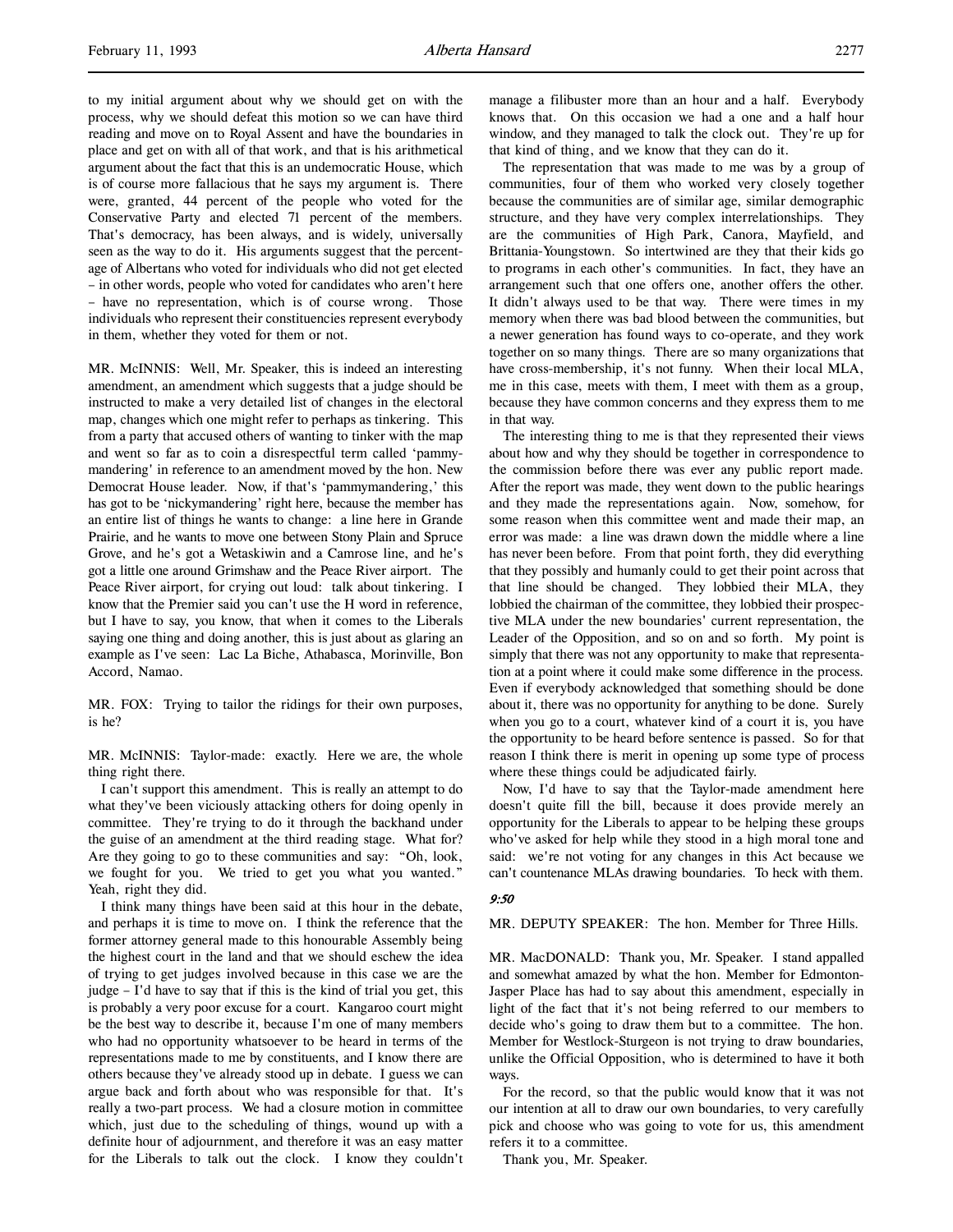to my initial argument about why we should get on with the process, why we should defeat this motion so we can have third reading and move on to Royal Assent and have the boundaries in place and get on with all of that work, and that is his arithmetical argument about the fact that this is an undemocratic House, which is of course more fallacious that he says my argument is. There were, granted, 44 percent of the people who voted for the Conservative Party and elected 71 percent of the members. That's democracy, has been always, and is widely, universally seen as the way to do it. His arguments suggest that the percentage of Albertans who voted for individuals who did not get elected – in other words, people who voted for candidates who aren't here – have no representation, which is of course wrong. Those individuals who represent their constituencies represent everybody in them, whether they voted for them or not.

MR. McINNIS: Well, Mr. Speaker, this is indeed an interesting amendment, an amendment which suggests that a judge should be instructed to make a very detailed list of changes in the electoral map, changes which one might refer to perhaps as tinkering. This from a party that accused others of wanting to tinker with the map and went so far as to coin a disrespectful term called 'pammymandering' in reference to an amendment moved by the hon. New Democrat House leader. Now, if that's 'pammymandering,' this has got to be 'nickymandering' right here, because the member has an entire list of things he wants to change: a line here in Grande Prairie, and he wants to move one between Stony Plain and Spruce Grove, and he's got a Wetaskiwin and a Camrose line, and he's got a little one around Grimshaw and the Peace River airport. The Peace River airport, for crying out loud: talk about tinkering. I know that the Premier said you can't use the H word in reference, but I have to say, you know, that when it comes to the Liberals saying one thing and doing another, this is just about as glaring an example as I've seen: Lac La Biche, Athabasca, Morinville, Bon Accord, Namao.

MR. FOX: Trying to tailor the ridings for their own purposes, is he?

MR. McINNIS: Taylor-made: exactly. Here we are, the whole thing right there.

I can't support this amendment. This is really an attempt to do what they've been viciously attacking others for doing openly in committee. They're trying to do it through the backhand under the guise of an amendment at the third reading stage. What for? Are they going to go to these communities and say: "Oh, look, we fought for you. We tried to get you what you wanted." Yeah, right they did.

I think many things have been said at this hour in the debate, and perhaps it is time to move on. I think the reference that the former attorney general made to this honourable Assembly being the highest court in the land and that we should eschew the idea of trying to get judges involved because in this case we are the judge – I'd have to say that if this is the kind of trial you get, this is probably a very poor excuse for a court. Kangaroo court might be the best way to describe it, because I'm one of many members who had no opportunity whatsoever to be heard in terms of the representations made to me by constituents, and I know there are others because they've already stood up in debate. I guess we can argue back and forth about who was responsible for that. It's really a two-part process. We had a closure motion in committee which, just due to the scheduling of things, wound up with a definite hour of adjournment, and therefore it was an easy matter for the Liberals to talk out the clock. I know they couldn't manage a filibuster more than an hour and a half. Everybody knows that. On this occasion we had a one and a half hour window, and they managed to talk the clock out. They're up for that kind of thing, and we know that they can do it.

The representation that was made to me was by a group of communities, four of them who worked very closely together because the communities are of similar age, similar demographic structure, and they have very complex interrelationships. They are the communities of High Park, Canora, Mayfield, and Brittania-Youngstown. So intertwined are they that their kids go to programs in each other's communities. In fact, they have an arrangement such that one offers one, another offers the other. It didn't always used to be that way. There were times in my memory when there was bad blood between the communities, but a newer generation has found ways to co-operate, and they work together on so many things. There are so many organizations that have cross-membership, it's not funny. When their local MLA, me in this case, meets with them, I meet with them as a group, because they have common concerns and they express them to me in that way.

The interesting thing to me is that they represented their views about how and why they should be together in correspondence to the commission before there was ever any public report made. After the report was made, they went down to the public hearings and they made the representations again. Now, somehow, for some reason when this committee went and made their map, an error was made: a line was drawn down the middle where a line has never been before. From that point forth, they did everything that they possibly and humanly could to get their point across that that line should be changed. They lobbied their MLA, they lobbied the chairman of the committee, they lobbied their prospective MLA under the new boundaries' current representation, the Leader of the Opposition, and so on and so forth. My point is simply that there was not any opportunity to make that representation at a point where it could make some difference in the process. Even if everybody acknowledged that something should be done about it, there was no opportunity for anything to be done. Surely when you go to a court, whatever kind of a court it is, you have the opportunity to be heard before sentence is passed. So for that reason I think there is merit in opening up some type of process where these things could be adjudicated fairly.

Now, I'd have to say that the Taylor-made amendment here doesn't quite fill the bill, because it does provide merely an opportunity for the Liberals to appear to be helping these groups who've asked for help while they stood in a high moral tone and said: we're not voting for any changes in this Act because we can't countenance MLAs drawing boundaries. To heck with them.

*9:50*

MR. DEPUTY SPEAKER: The hon. Member for Three Hills.

MR. MacDONALD: Thank you, Mr. Speaker. I stand appalled and somewhat amazed by what the hon. Member for Edmonton-Jasper Place has had to say about this amendment, especially in light of the fact that it's not being referred to our members to decide who's going to draw them but to a committee. The hon. Member for Westlock-Sturgeon is not trying to draw boundaries, unlike the Official Opposition, who is determined to have it both ways.

For the record, so that the public would know that it was not our intention at all to draw our own boundaries, to very carefully pick and choose who was going to vote for us, this amendment refers it to a committee.

Thank you, Mr. Speaker.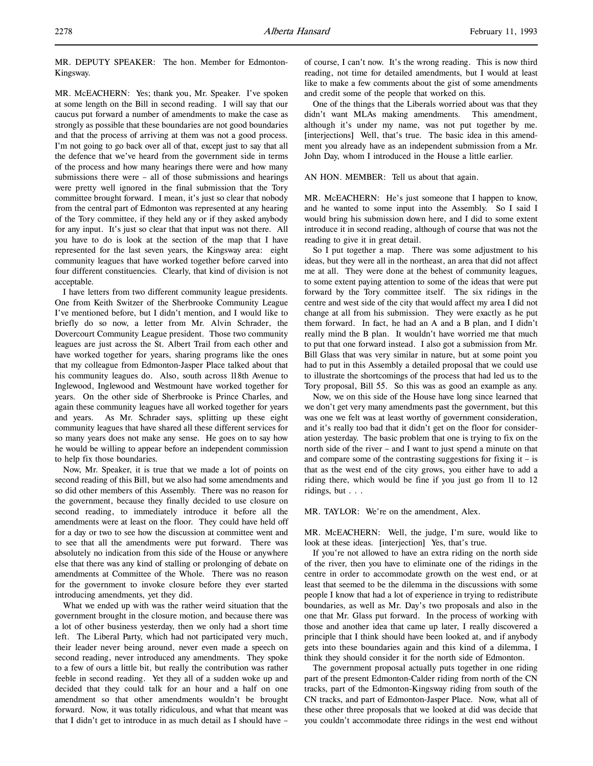MR. DEPUTY SPEAKER: The hon. Member for Edmonton-Kingsway.

MR. McEACHERN: Yes; thank you, Mr. Speaker. I've spoken at some length on the Bill in second reading. I will say that our caucus put forward a number of amendments to make the case as strongly as possible that these boundaries are not good boundaries and that the process of arriving at them was not a good process. I'm not going to go back over all of that, except just to say that all the defence that we've heard from the government side in terms of the process and how many hearings there were and how many submissions there were – all of those submissions and hearings were pretty well ignored in the final submission that the Tory committee brought forward. I mean, it's just so clear that nobody from the central part of Edmonton was represented at any hearing of the Tory committee, if they held any or if they asked anybody for any input. It's just so clear that that input was not there. All you have to do is look at the section of the map that I have represented for the last seven years, the Kingsway area: eight community leagues that have worked together before carved into four different constituencies. Clearly, that kind of division is not acceptable.

I have letters from two different community league presidents. One from Keith Switzer of the Sherbrooke Community League I've mentioned before, but I didn't mention, and I would like to briefly do so now, a letter from Mr. Alvin Schrader, the Dovercourt Community League president. Those two community leagues are just across the St. Albert Trail from each other and have worked together for years, sharing programs like the ones that my colleague from Edmonton-Jasper Place talked about that his community leagues do. Also, south across 118th Avenue to Inglewood, Inglewood and Westmount have worked together for years. On the other side of Sherbrooke is Prince Charles, and again these community leagues have all worked together for years and years. As Mr. Schrader says, splitting up these eight community leagues that have shared all these different services for so many years does not make any sense. He goes on to say how he would be willing to appear before an independent commission to help fix those boundaries.

Now, Mr. Speaker, it is true that we made a lot of points on second reading of this Bill, but we also had some amendments and so did other members of this Assembly. There was no reason for the government, because they finally decided to use closure on second reading, to immediately introduce it before all the amendments were at least on the floor. They could have held off for a day or two to see how the discussion at committee went and to see that all the amendments were put forward. There was absolutely no indication from this side of the House or anywhere else that there was any kind of stalling or prolonging of debate on amendments at Committee of the Whole. There was no reason for the government to invoke closure before they ever started introducing amendments, yet they did.

What we ended up with was the rather weird situation that the government brought in the closure motion, and because there was a lot of other business yesterday, then we only had a short time left. The Liberal Party, which had not participated very much, their leader never being around, never even made a speech on second reading, never introduced any amendments. They spoke to a few of ours a little bit, but really the contribution was rather feeble in second reading. Yet they all of a sudden woke up and decided that they could talk for an hour and a half on one amendment so that other amendments wouldn't be brought forward. Now, it was totally ridiculous, and what that meant was that I didn't get to introduce in as much detail as I should have – of course, I can't now. It's the wrong reading. This is now third reading, not time for detailed amendments, but I would at least like to make a few comments about the gist of some amendments and credit some of the people that worked on this.

One of the things that the Liberals worried about was that they didn't want MLAs making amendments. This amendment, although it's under my name, was not put together by me. [interjections] Well, that's true. The basic idea in this amendment you already have as an independent submission from a Mr. John Day, whom I introduced in the House a little earlier.

AN HON. MEMBER: Tell us about that again.

MR. McEACHERN: He's just someone that I happen to know, and he wanted to some input into the Assembly. So I said I would bring his submission down here, and I did to some extent introduce it in second reading, although of course that was not the reading to give it in great detail.

So I put together a map. There was some adjustment to his ideas, but they were all in the northeast, an area that did not affect me at all. They were done at the behest of community leagues, to some extent paying attention to some of the ideas that were put forward by the Tory committee itself. The six ridings in the centre and west side of the city that would affect my area I did not change at all from his submission. They were exactly as he put them forward. In fact, he had an A and a B plan, and I didn't really mind the B plan. It wouldn't have worried me that much to put that one forward instead. I also got a submission from Mr. Bill Glass that was very similar in nature, but at some point you had to put in this Assembly a detailed proposal that we could use to illustrate the shortcomings of the process that had led us to the Tory proposal, Bill 55. So this was as good an example as any.

Now, we on this side of the House have long since learned that we don't get very many amendments past the government, but this was one we felt was at least worthy of government consideration, and it's really too bad that it didn't get on the floor for consideration yesterday. The basic problem that one is trying to fix on the north side of the river – and I want to just spend a minute on that and compare some of the contrasting suggestions for fixing it – is that as the west end of the city grows, you either have to add a riding there, which would be fine if you just go from 11 to 12 ridings, but . . .

MR. TAYLOR: We're on the amendment, Alex.

MR. McEACHERN: Well, the judge, I'm sure, would like to look at these ideas. [interjection] Yes, that's true.

If you're not allowed to have an extra riding on the north side of the river, then you have to eliminate one of the ridings in the centre in order to accommodate growth on the west end, or at least that seemed to be the dilemma in the discussions with some people I know that had a lot of experience in trying to redistribute boundaries, as well as Mr. Day's two proposals and also in the one that Mr. Glass put forward. In the process of working with those and another idea that came up later, I really discovered a principle that I think should have been looked at, and if anybody gets into these boundaries again and this kind of a dilemma, I think they should consider it for the north side of Edmonton.

The government proposal actually puts together in one riding part of the present Edmonton-Calder riding from north of the CN tracks, part of the Edmonton-Kingsway riding from south of the CN tracks, and part of Edmonton-Jasper Place. Now, what all of these other three proposals that we looked at did was decide that you couldn't accommodate three ridings in the west end without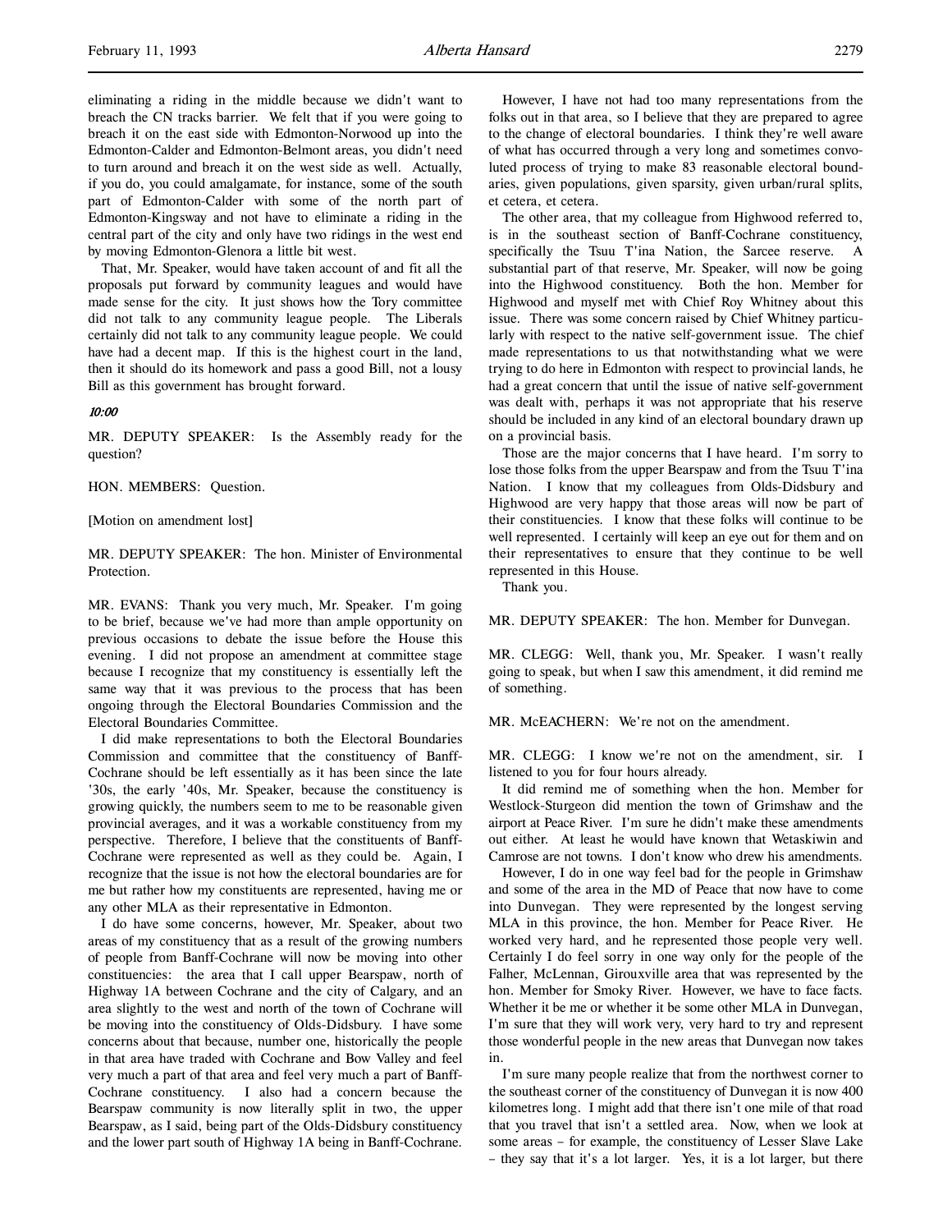eliminating a riding in the middle because we didn't want to breach the CN tracks barrier. We felt that if you were going to breach it on the east side with Edmonton-Norwood up into the Edmonton-Calder and Edmonton-Belmont areas, you didn't need to turn around and breach it on the west side as well. Actually, if you do, you could amalgamate, for instance, some of the south part of Edmonton-Calder with some of the north part of Edmonton-Kingsway and not have to eliminate a riding in the central part of the city and only have two ridings in the west end by moving Edmonton-Glenora a little bit west.

That, Mr. Speaker, would have taken account of and fit all the proposals put forward by community leagues and would have made sense for the city. It just shows how the Tory committee did not talk to any community league people. The Liberals certainly did not talk to any community league people. We could have had a decent map. If this is the highest court in the land, then it should do its homework and pass a good Bill, not a lousy Bill as this government has brought forward.

*10:00*

MR. DEPUTY SPEAKER: Is the Assembly ready for the question?

HON. MEMBERS: Question.

[Motion on amendment lost]

MR. DEPUTY SPEAKER: The hon. Minister of Environmental Protection.

MR. EVANS: Thank you very much, Mr. Speaker. I'm going to be brief, because we've had more than ample opportunity on previous occasions to debate the issue before the House this evening. I did not propose an amendment at committee stage because I recognize that my constituency is essentially left the same way that it was previous to the process that has been ongoing through the Electoral Boundaries Commission and the Electoral Boundaries Committee.

I did make representations to both the Electoral Boundaries Commission and committee that the constituency of Banff-Cochrane should be left essentially as it has been since the late '30s, the early '40s, Mr. Speaker, because the constituency is growing quickly, the numbers seem to me to be reasonable given provincial averages, and it was a workable constituency from my perspective. Therefore, I believe that the constituents of Banff-Cochrane were represented as well as they could be. Again, I recognize that the issue is not how the electoral boundaries are for me but rather how my constituents are represented, having me or any other MLA as their representative in Edmonton.

I do have some concerns, however, Mr. Speaker, about two areas of my constituency that as a result of the growing numbers of people from Banff-Cochrane will now be moving into other constituencies: the area that I call upper Bearspaw, north of Highway 1A between Cochrane and the city of Calgary, and an area slightly to the west and north of the town of Cochrane will be moving into the constituency of Olds-Didsbury. I have some concerns about that because, number one, historically the people in that area have traded with Cochrane and Bow Valley and feel very much a part of that area and feel very much a part of Banff-Cochrane constituency. I also had a concern because the Bearspaw community is now literally split in two, the upper Bearspaw, as I said, being part of the Olds-Didsbury constituency and the lower part south of Highway 1A being in Banff-Cochrane.

However, I have not had too many representations from the folks out in that area, so I believe that they are prepared to agree to the change of electoral boundaries. I think they're well aware of what has occurred through a very long and sometimes convoluted process of trying to make 83 reasonable electoral boundaries, given populations, given sparsity, given urban/rural splits, et cetera, et cetera.

The other area, that my colleague from Highwood referred to, is in the southeast section of Banff-Cochrane constituency, specifically the Tsuu T'ina Nation, the Sarcee reserve. A substantial part of that reserve, Mr. Speaker, will now be going into the Highwood constituency. Both the hon. Member for Highwood and myself met with Chief Roy Whitney about this issue. There was some concern raised by Chief Whitney particularly with respect to the native self-government issue. The chief made representations to us that notwithstanding what we were trying to do here in Edmonton with respect to provincial lands, he had a great concern that until the issue of native self-government was dealt with, perhaps it was not appropriate that his reserve should be included in any kind of an electoral boundary drawn up on a provincial basis.

Those are the major concerns that I have heard. I'm sorry to lose those folks from the upper Bearspaw and from the Tsuu T'ina Nation. I know that my colleagues from Olds-Didsbury and Highwood are very happy that those areas will now be part of their constituencies. I know that these folks will continue to be well represented. I certainly will keep an eye out for them and on their representatives to ensure that they continue to be well represented in this House.

Thank you.

MR. DEPUTY SPEAKER: The hon. Member for Dunvegan.

MR. CLEGG: Well, thank you, Mr. Speaker. I wasn't really going to speak, but when I saw this amendment, it did remind me of something.

MR. McEACHERN: We're not on the amendment.

MR. CLEGG: I know we're not on the amendment, sir. I listened to you for four hours already.

It did remind me of something when the hon. Member for Westlock-Sturgeon did mention the town of Grimshaw and the airport at Peace River. I'm sure he didn't make these amendments out either. At least he would have known that Wetaskiwin and Camrose are not towns. I don't know who drew his amendments.

However, I do in one way feel bad for the people in Grimshaw and some of the area in the MD of Peace that now have to come into Dunvegan. They were represented by the longest serving MLA in this province, the hon. Member for Peace River. He worked very hard, and he represented those people very well. Certainly I do feel sorry in one way only for the people of the Falher, McLennan, Girouxville area that was represented by the hon. Member for Smoky River. However, we have to face facts. Whether it be me or whether it be some other MLA in Dunvegan, I'm sure that they will work very, very hard to try and represent those wonderful people in the new areas that Dunvegan now takes in.

I'm sure many people realize that from the northwest corner to the southeast corner of the constituency of Dunvegan it is now 400 kilometres long. I might add that there isn't one mile of that road that you travel that isn't a settled area. Now, when we look at some areas – for example, the constituency of Lesser Slave Lake – they say that it's a lot larger. Yes, it is a lot larger, but there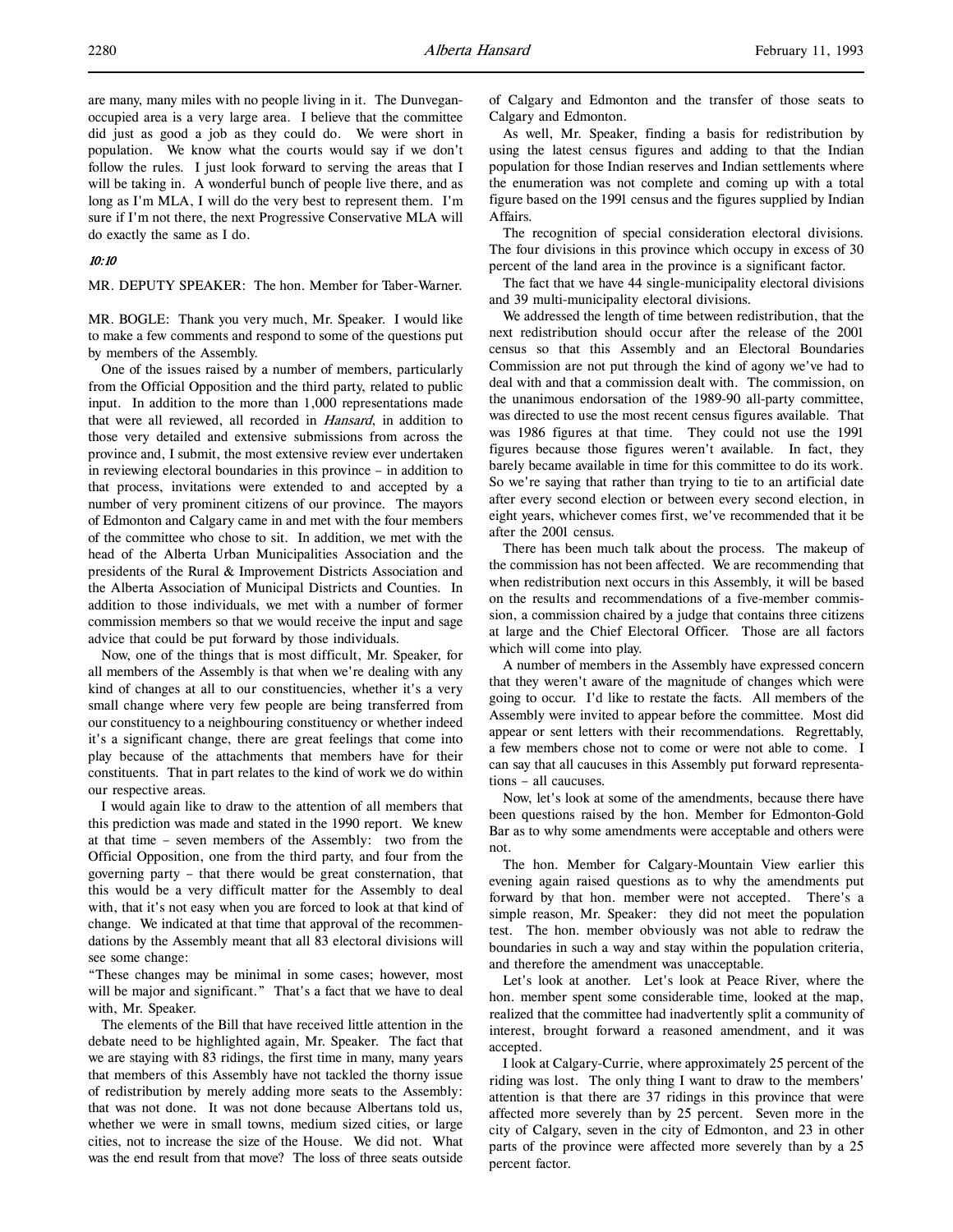are many, many miles with no people living in it. The Dunvegan-occupied area is a very large area. I believe that the committee did just as good a job as they could do. We were short in population. We know what the courts would say if we don't follow the rules. I just look forward to serving the areas that I will be taking in. A wonderful bunch of people live there, and as long as I'm MLA, I will do the very best to represent them. I'm sure if I'm not there, the next Progressive Conservative MLA will do exactly the same as I do.

*10:10*

MR. DEPUTY SPEAKER: The hon. Member for Taber-Warner.

MR. BOGLE: Thank you very much, Mr. Speaker. I would like to make a few comments and respond to some of the questions put by members of the Assembly.

One of the issues raised by a number of members, particularly from the Official Opposition and the third party, related to public input. In addition to the more than 1,000 representations made that were all reviewed, all recorded in *Hansard*, in addition to those very detailed and extensive submissions from across the province and, I submit, the most extensive review ever undertaken in reviewing electoral boundaries in this province – in addition to that process, invitations were extended to and accepted by a number of very prominent citizens of our province. The mayors of Edmonton and Calgary came in and met with the four members of the committee who chose to sit. In addition, we met with the head of the Alberta Urban Municipalities Association and the presidents of the Rural & Improvement Districts Association and the Alberta Association of Municipal Districts and Counties. In addition to those individuals, we met with a number of former commission members so that we would receive the input and sage advice that could be put forward by those individuals.

Now, one of the things that is most difficult, Mr. Speaker, for all members of the Assembly is that when we're dealing with any kind of changes at all to our constituencies, whether it's a very small change where very few people are being transferred from our constituency to a neighbouring constituency or whether indeed it's a significant change, there are great feelings that come into play because of the attachments that members have for their constituents. That in part relates to the kind of work we do within our respective areas.

I would again like to draw to the attention of all members that this prediction was made and stated in the 1990 report. We knew at that time – seven members of the Assembly: two from the Official Opposition, one from the third party, and four from the governing party – that there would be great consternation, that this would be a very difficult matter for the Assembly to deal with, that it's not easy when you are forced to look at that kind of change. We indicated at that time that approval of the recommendations by the Assembly meant that all 83 electoral divisions will see some change:

"These changes may be minimal in some cases; however, most will be major and significant." That's a fact that we have to deal with, Mr. Speaker.

The elements of the Bill that have received little attention in the debate need to be highlighted again, Mr. Speaker. The fact that we are staying with 83 ridings, the first time in many, many years that members of this Assembly have not tackled the thorny issue of redistribution by merely adding more seats to the Assembly: that was not done. It was not done because Albertans told us, whether we were in small towns, medium sized cities, or large cities, not to increase the size of the House. We did not. What was the end result from that move? The loss of three seats outside of Calgary and Edmonton and the transfer of those seats to Calgary and Edmonton.

As well, Mr. Speaker, finding a basis for redistribution by using the latest census figures and adding to that the Indian population for those Indian reserves and Indian settlements where the enumeration was not complete and coming up with a total figure based on the 1991 census and the figures supplied by Indian Affairs.

The recognition of special consideration electoral divisions. The four divisions in this province which occupy in excess of 30 percent of the land area in the province is a significant factor.

The fact that we have 44 single-municipality electoral divisions and 39 multi-municipality electoral divisions.

We addressed the length of time between redistribution, that the next redistribution should occur after the release of the 2001 census so that this Assembly and an Electoral Boundaries Commission are not put through the kind of agony we've had to deal with and that a commission dealt with. The commission, on the unanimous endorsation of the 1989-90 all-party committee, was directed to use the most recent census figures available. That was 1986 figures at that time. They could not use the 1991 figures because those figures weren't available. In fact, they barely became available in time for this committee to do its work. So we're saying that rather than trying to tie to an artificial date after every second election or between every second election, in eight years, whichever comes first, we've recommended that it be after the 2001 census.

There has been much talk about the process. The makeup of the commission has not been affected. We are recommending that when redistribution next occurs in this Assembly, it will be based on the results and recommendations of a five-member commission, a commission chaired by a judge that contains three citizens at large and the Chief Electoral Officer. Those are all factors which will come into play.

A number of members in the Assembly have expressed concern that they weren't aware of the magnitude of changes which were going to occur. I'd like to restate the facts. All members of the Assembly were invited to appear before the committee. Most did appear or sent letters with their recommendations. Regrettably, a few members chose not to come or were not able to come. I can say that all caucuses in this Assembly put forward representations – all caucuses.

Now, let's look at some of the amendments, because there have been questions raised by the hon. Member for Edmonton-Gold Bar as to why some amendments were acceptable and others were not.

The hon. Member for Calgary-Mountain View earlier this evening again raised questions as to why the amendments put forward by that hon. member were not accepted. There's a simple reason, Mr. Speaker: they did not meet the population test. The hon. member obviously was not able to redraw the boundaries in such a way and stay within the population criteria, and therefore the amendment was unacceptable.

Let's look at another. Let's look at Peace River, where the hon. member spent some considerable time, looked at the map, realized that the committee had inadvertently split a community of interest, brought forward a reasoned amendment, and it was accepted.

I look at Calgary-Currie, where approximately 25 percent of the riding was lost. The only thing I want to draw to the members' attention is that there are 37 ridings in this province that were affected more severely than by 25 percent. Seven more in the city of Calgary, seven in the city of Edmonton, and 23 in other parts of the province were affected more severely than by a 25 percent factor.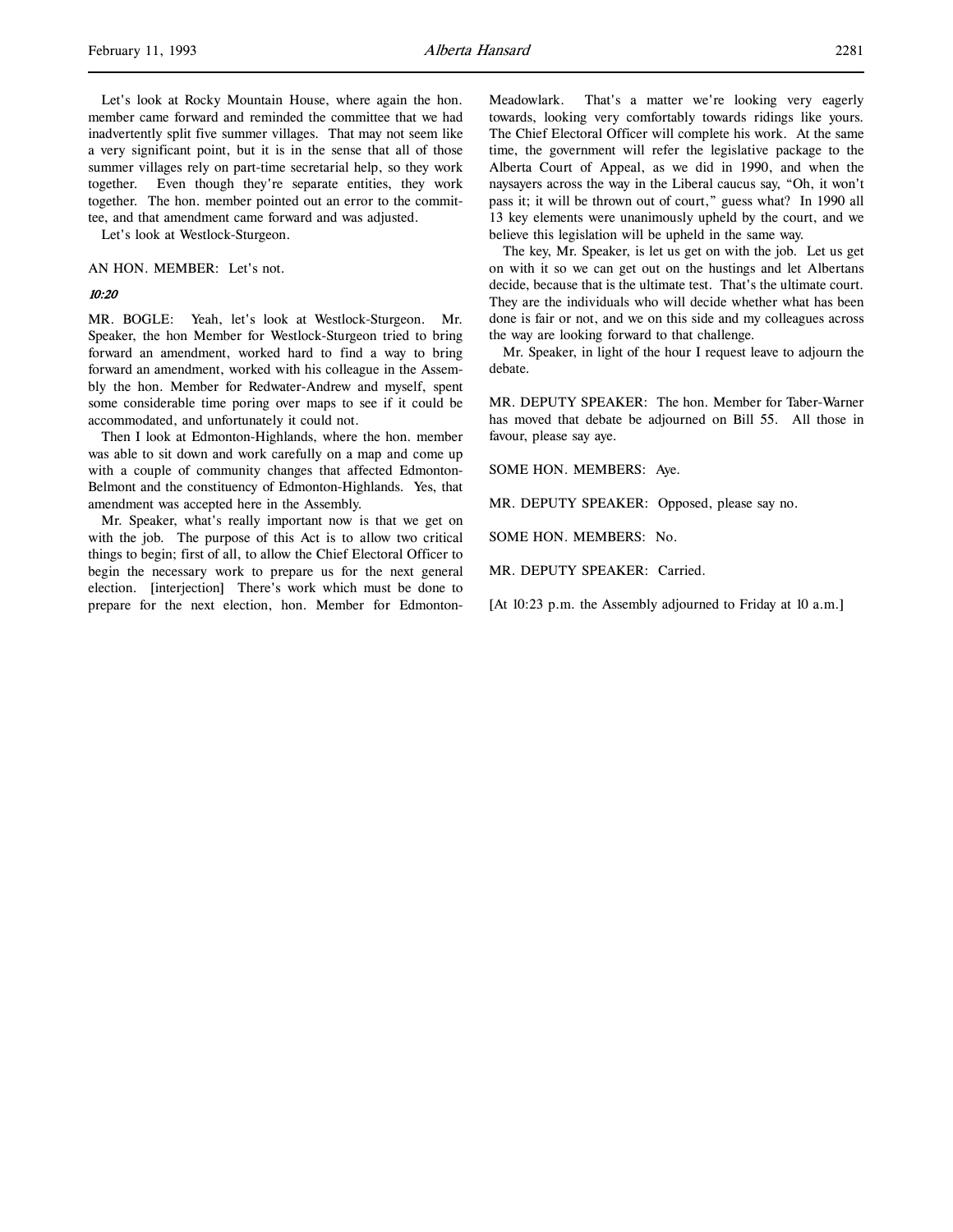Let's look at Rocky Mountain House, where again the hon. member came forward and reminded the committee that we had inadvertently split five summer villages. That may not seem like a very significant point, but it is in the sense that all of those summer villages rely on part-time secretarial help, so they work together. Even though they're separate entities, they work together. The hon. member pointed out an error to the committee, and that amendment came forward and was adjusted.

Let's look at Westlock-Sturgeon.

AN HON. MEMBER: Let's not.

*10:20*

MR. BOGLE: Yeah, let's look at Westlock-Sturgeon. Mr. Speaker, the hon Member for Westlock-Sturgeon tried to bring forward an amendment, worked hard to find a way to bring forward an amendment, worked with his colleague in the Assembly the hon. Member for Redwater-Andrew and myself, spent some considerable time poring over maps to see if it could be accommodated, and unfortunately it could not.

Then I look at Edmonton-Highlands, where the hon. member was able to sit down and work carefully on a map and come up with a couple of community changes that affected Edmonton-Belmont and the constituency of Edmonton-Highlands. Yes, that amendment was accepted here in the Assembly.

Mr. Speaker, what's really important now is that we get on with the job. The purpose of this Act is to allow two critical things to begin; first of all, to allow the Chief Electoral Officer to begin the necessary work to prepare us for the next general election. [interjection] There's work which must be done to prepare for the next election, hon. Member for Edmonton-Meadowlark. That's a matter we're looking very eagerly towards, looking very comfortably towards ridings like yours. The Chief Electoral Officer will complete his work. At the same time, the government will refer the legislative package to the Alberta Court of Appeal, as we did in 1990, and when the naysayers across the way in the Liberal caucus say, "Oh, it won't pass it; it will be thrown out of court," guess what? In 1990 all 13 key elements were unanimously upheld by the court, and we believe this legislation will be upheld in the same way.

The key, Mr. Speaker, is let us get on with the job. Let us get on with it so we can get out on the hustings and let Albertans decide, because that is the ultimate test. That's the ultimate court. They are the individuals who will decide whether what has been done is fair or not, and we on this side and my colleagues across the way are looking forward to that challenge.

Mr. Speaker, in light of the hour I request leave to adjourn the debate.

MR. DEPUTY SPEAKER: The hon. Member for Taber-Warner has moved that debate be adjourned on Bill 55. All those in favour, please say aye.

SOME HON. MEMBERS: Aye.

MR. DEPUTY SPEAKER: Opposed, please say no.

SOME HON. MEMBERS: No.

MR. DEPUTY SPEAKER: Carried.

[At 10:23 p.m. the Assembly adjourned to Friday at 10 a.m.]